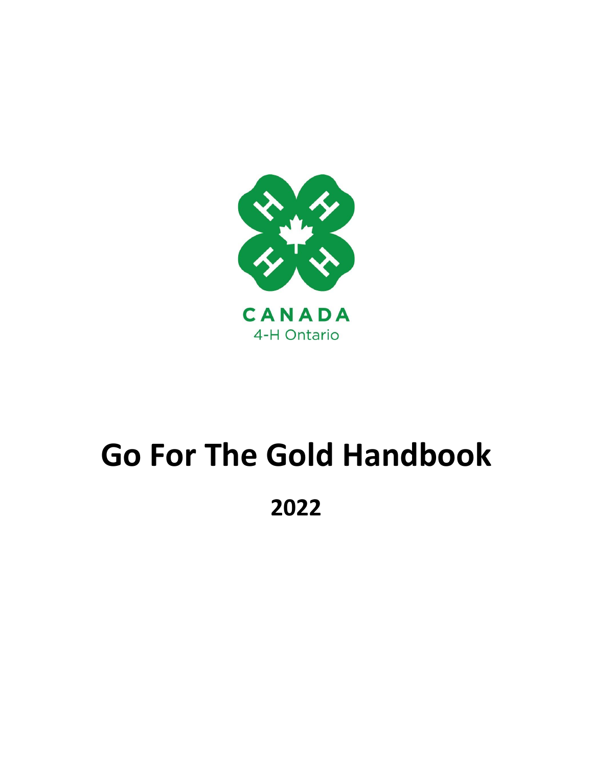CANADA

4-H Ontario

# Go For The Gold Handbook

## 2022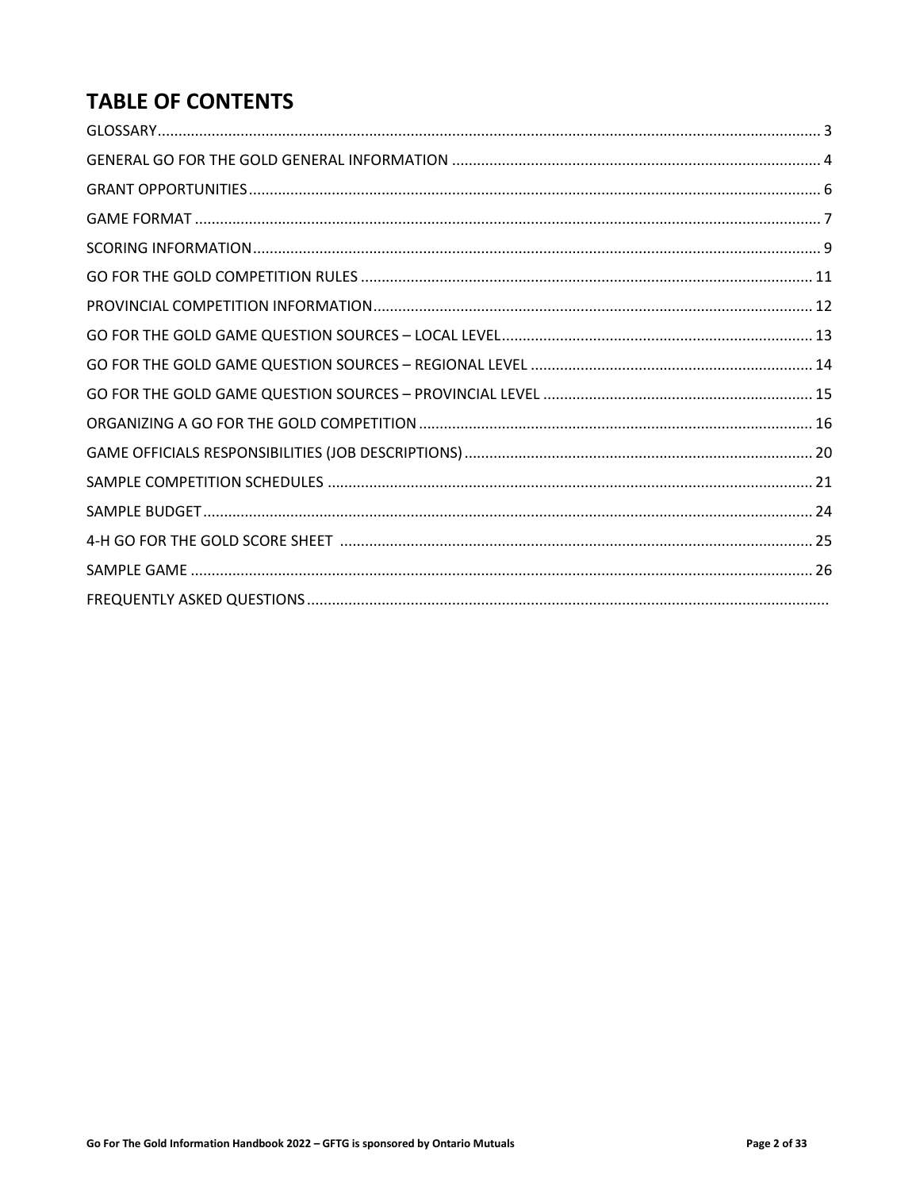# TABLE OF CONTENTS

GLOSSARY ............................................................ 3
GENERAL GO FOR THE GOLD GENERAL INFORMATION ............................................................ 4
GRANT OPPORTUNITIES ............................................................ 6
GAME FORMAT ............................................................ 7
SCORING INFORMATION ............................................................ 9
GO FOR THE GOLD COMPETITION RULES ............................................................ 11
PROVINCIAL COMPETITION INFORMATION ............................................................ 12
GO FOR THE GOLD GAME QUESTION SOURCES – LOCAL LEVEL ............................................................ 13
GO FOR THE GOLD GAME QUESTION SOURCES – REGIONAL LEVEL ............................................................ 14
GO FOR THE GOLD GAME QUESTION SOURCES – PROVINCIAL LEVEL ............................................................ 15
ORGANIZING A GO FOR THE GOLD COMPETITION ............................................................ 16
GAME OFFICIALS RESPONSIBILITIES (JOB DESCRIPTIONS) ............................................................ 20
SAMPLE COMPETITION SCHEDULES ............................................................ 21
SAMPLE BUDGET ............................................................ 24
4-H GO FOR THE GOLD SCORE SHEET ............................................................ 25
SAMPLE GAME ............................................................ 26
FREQUENTLY ASKED QUESTIONS ............................................................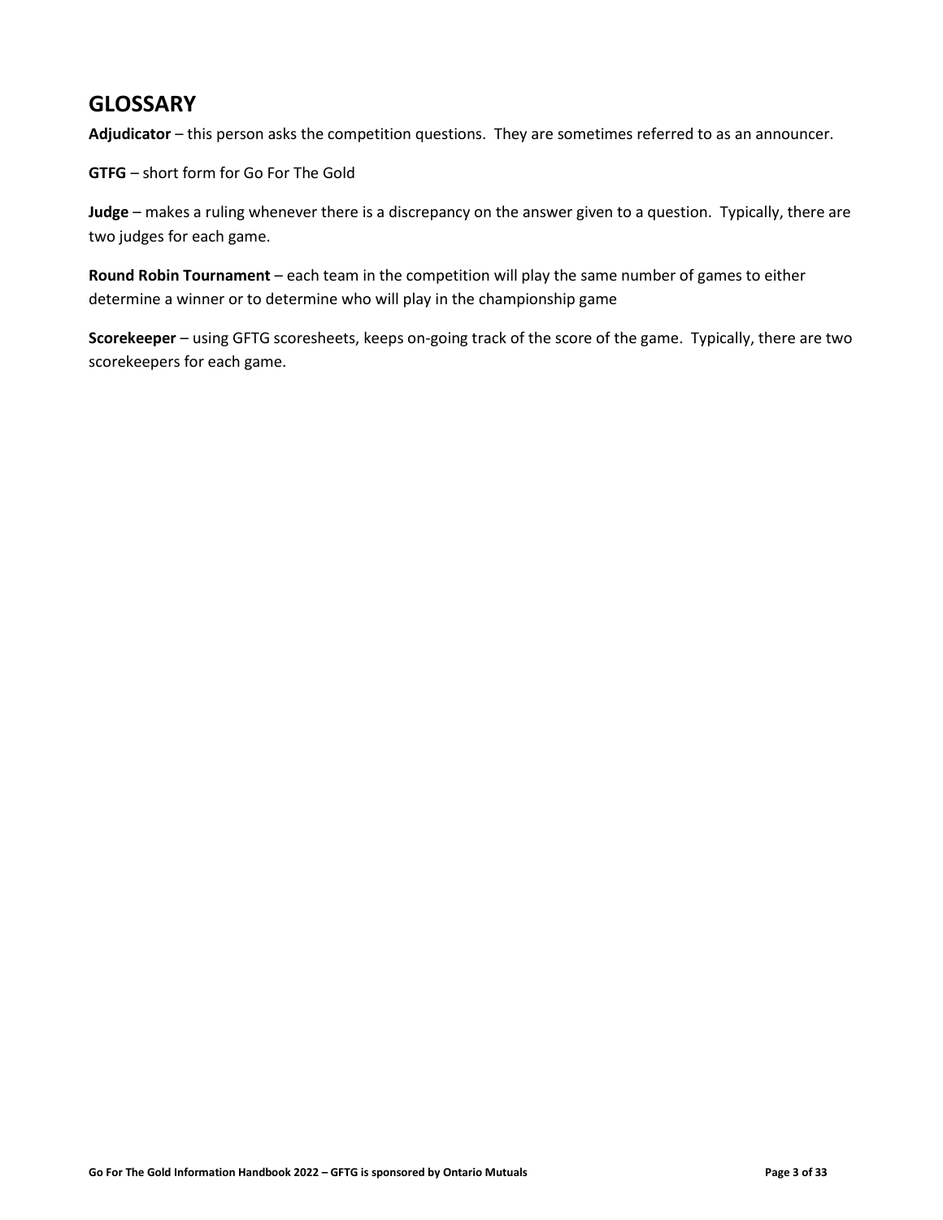## GLOSSARY

**Adjudicator** – this person asks the competition questions. They are sometimes referred to as an announcer.

**GTFG** – short form for Go For The Gold

**Judge** – makes a ruling whenever there is a discrepancy on the answer given to a question. Typically, there are two judges for each game.

**Round Robin Tournament** – each team in the competition will play the same number of games to either determine a winner or to determine who will play in the championship game

**Scorekeeper** – using GFTG scoresheets, keeps on-going track of the score of the game. Typically, there are two scorekeepers for each game.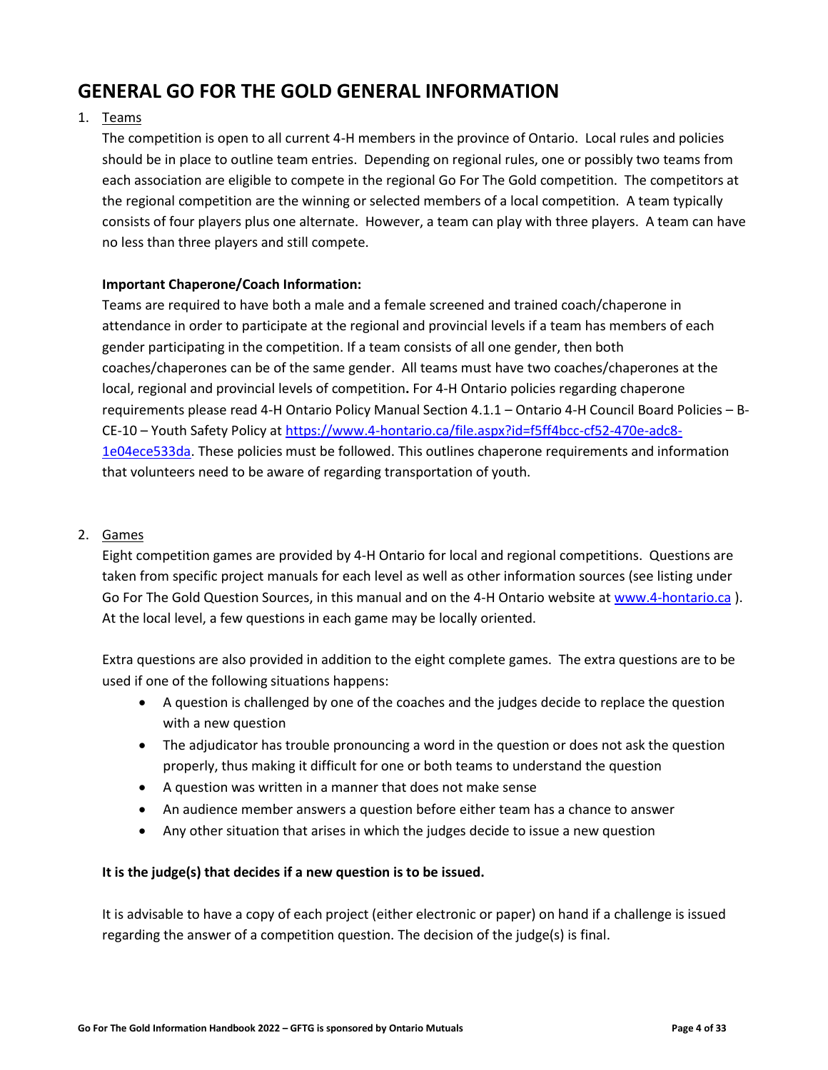# GENERAL GO FOR THE GOLD GENERAL INFORMATION

1. Teams

   The competition is open to all current 4-H members in the province of Ontario. Local rules and policies should be in place to outline team entries. Depending on regional rules, one or possibly two teams from each association are eligible to compete in the regional Go For The Gold competition. The competitors at the regional competition are the winning or selected members of a local competition. A team typically consists of four players plus one alternate. However, a team can play with three players. A team can have no less than three players and still compete.

   **Important Chaperone/Coach Information:**

   Teams are required to have both a male and a female screened and trained coach/chaperone in attendance in order to participate at the regional and provincial levels if a team has members of each gender participating in the competition. If a team consists of all one gender, then both coaches/chaperones can be of the same gender. All teams must have two coaches/chaperones at the local, regional and provincial levels of competition**.** For 4-H Ontario policies regarding chaperone requirements please read 4-H Ontario Policy Manual Section 4.1.1 – Ontario 4-H Council Board Policies – B-CE-10 – Youth Safety Policy at https://www.4-hontario.ca/file.aspx?id=f5ff4bcc-cf52-470e-adc8-1e04ece533da. These policies must be followed. This outlines chaperone requirements and information that volunteers need to be aware of regarding transportation of youth.

2. Games

   Eight competition games are provided by 4-H Ontario for local and regional competitions. Questions are taken from specific project manuals for each level as well as other information sources (see listing under Go For The Gold Question Sources, in this manual and on the 4-H Ontario website at www.4-hontario.ca ). At the local level, a few questions in each game may be locally oriented.

   Extra questions are also provided in addition to the eight complete games. The extra questions are to be used if one of the following situations happens:

   - A question is challenged by one of the coaches and the judges decide to replace the question with a new question
   - The adjudicator has trouble pronouncing a word in the question or does not ask the question properly, thus making it difficult for one or both teams to understand the question
   - A question was written in a manner that does not make sense
   - An audience member answers a question before either team has a chance to answer
   - Any other situation that arises in which the judges decide to issue a new question

   **It is the judge(s) that decides if a new question is to be issued.**

   It is advisable to have a copy of each project (either electronic or paper) on hand if a challenge is issued regarding the answer of a competition question. The decision of the judge(s) is final.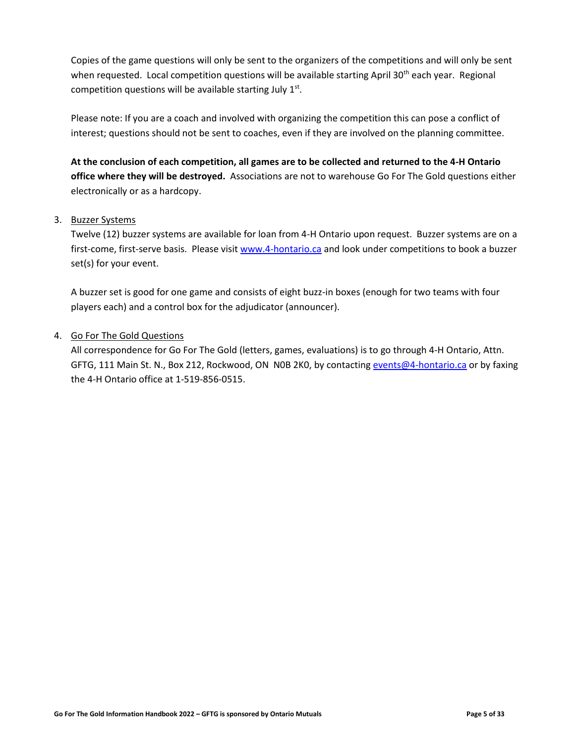Copies of the game questions will only be sent to the organizers of the competitions and will only be sent when requested. Local competition questions will be available starting April 30th each year. Regional competition questions will be available starting July 1st.

Please note: If you are a coach and involved with organizing the competition this can pose a conflict of interest; questions should not be sent to coaches, even if they are involved on the planning committee.

**At the conclusion of each competition, all games are to be collected and returned to the 4-H Ontario office where they will be destroyed.** Associations are not to warehouse Go For The Gold questions either electronically or as a hardcopy.

3. Buzzer Systems

   Twelve (12) buzzer systems are available for loan from 4-H Ontario upon request. Buzzer systems are on a first-come, first-serve basis. Please visit www.4-hontario.ca and look under competitions to book a buzzer set(s) for your event.

   A buzzer set is good for one game and consists of eight buzz-in boxes (enough for two teams with four players each) and a control box for the adjudicator (announcer).

4. Go For The Gold Questions

   All correspondence for Go For The Gold (letters, games, evaluations) is to go through 4-H Ontario, Attn. GFTG, 111 Main St. N., Box 212, Rockwood, ON N0B 2K0, by contacting events@4-hontario.ca or by faxing the 4-H Ontario office at 1-519-856-0515.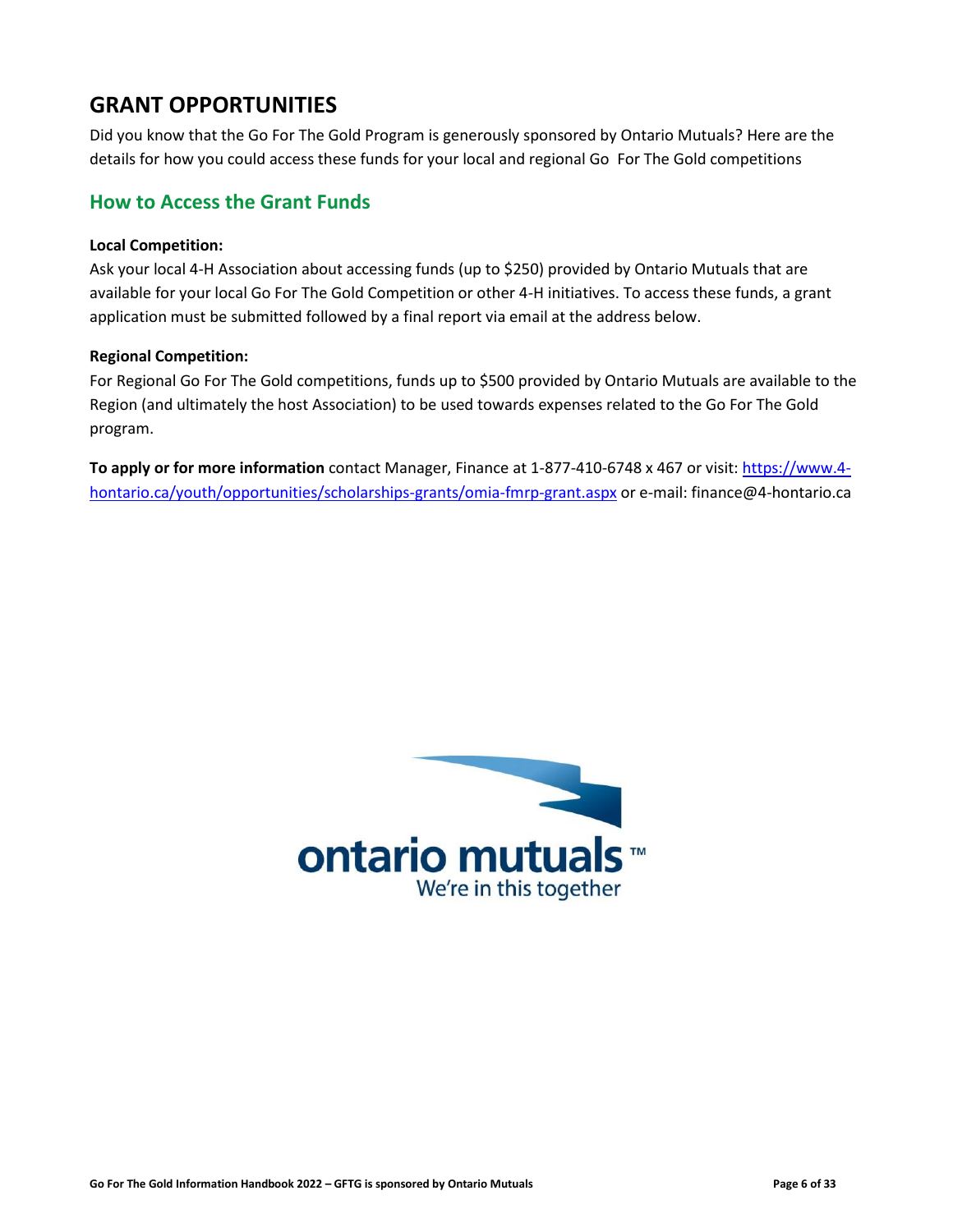# GRANT OPPORTUNITIES

Did you know that the Go For The Gold Program is generously sponsored by Ontario Mutuals? Here are the details for how you could access these funds for your local and regional Go For The Gold competitions

## How to Access the Grant Funds

**Local Competition:**

Ask your local 4-H Association about accessing funds (up to $250) provided by Ontario Mutuals that are available for your local Go For The Gold Competition or other 4-H initiatives. To access these funds, a grant application must be submitted followed by a final report via email at the address below.

**Regional Competition:**

For Regional Go For The Gold competitions, funds up to $500 provided by Ontario Mutuals are available to the Region (and ultimately the host Association) to be used towards expenses related to the Go For The Gold program.

**To apply or for more information** contact Manager, Finance at 1-877-410-6748 x 467 or visit: [https://www.4-hontario.ca/youth/opportunities/scholarships-grants/omia-fmrp-grant.aspx](https://www.4-hontario.ca/youth/opportunities/scholarships-grants/omia-fmrp-grant.aspx) or e-mail: finance@4-hontario.ca

ontario mutuals™
We're in this together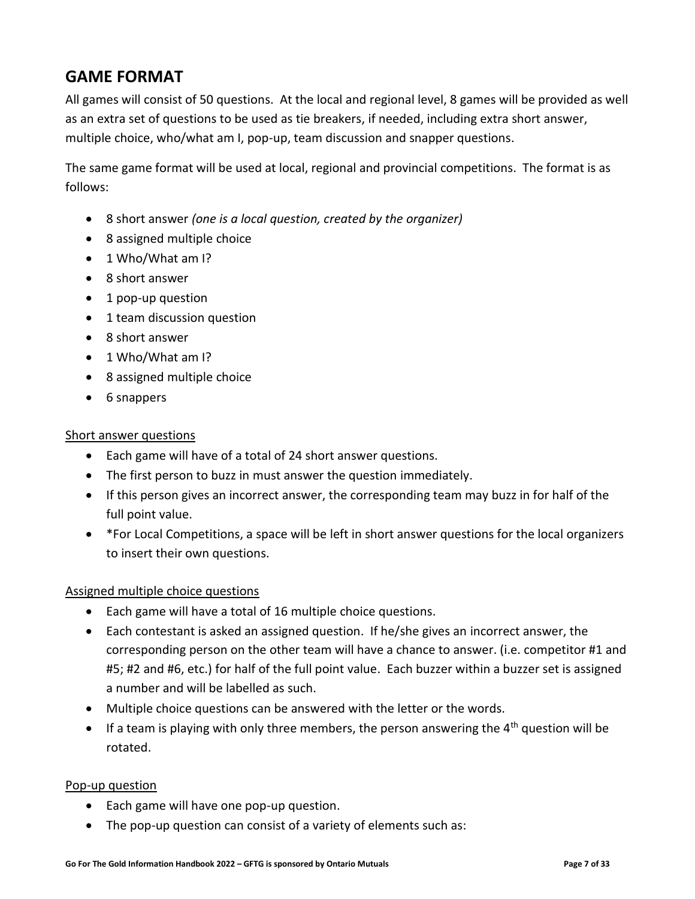## GAME FORMAT

All games will consist of 50 questions. At the local and regional level, 8 games will be provided as well as an extra set of questions to be used as tie breakers, if needed, including extra short answer, multiple choice, who/what am I, pop-up, team discussion and snapper questions.

The same game format will be used at local, regional and provincial competitions. The format is as follows:

- 8 short answer *(one is a local question, created by the organizer)*
- 8 assigned multiple choice
- 1 Who/What am I?
- 8 short answer
- 1 pop-up question
- 1 team discussion question
- 8 short answer
- 1 Who/What am I?
- 8 assigned multiple choice
- 6 snappers

### Short answer questions

- Each game will have of a total of 24 short answer questions.
- The first person to buzz in must answer the question immediately.
- If this person gives an incorrect answer, the corresponding team may buzz in for half of the full point value.
- *For Local Competitions, a space will be left in short answer questions for the local organizers to insert their own questions.

### Assigned multiple choice questions

- Each game will have a total of 16 multiple choice questions.
- Each contestant is asked an assigned question. If he/she gives an incorrect answer, the corresponding person on the other team will have a chance to answer. (i.e. competitor #1 and #5; #2 and #6, etc.) for half of the full point value. Each buzzer within a buzzer set is assigned a number and will be labelled as such.
- Multiple choice questions can be answered with the letter or the words.
- If a team is playing with only three members, the person answering the 4th question will be rotated.

### Pop-up question

- Each game will have one pop-up question.
- The pop-up question can consist of a variety of elements such as: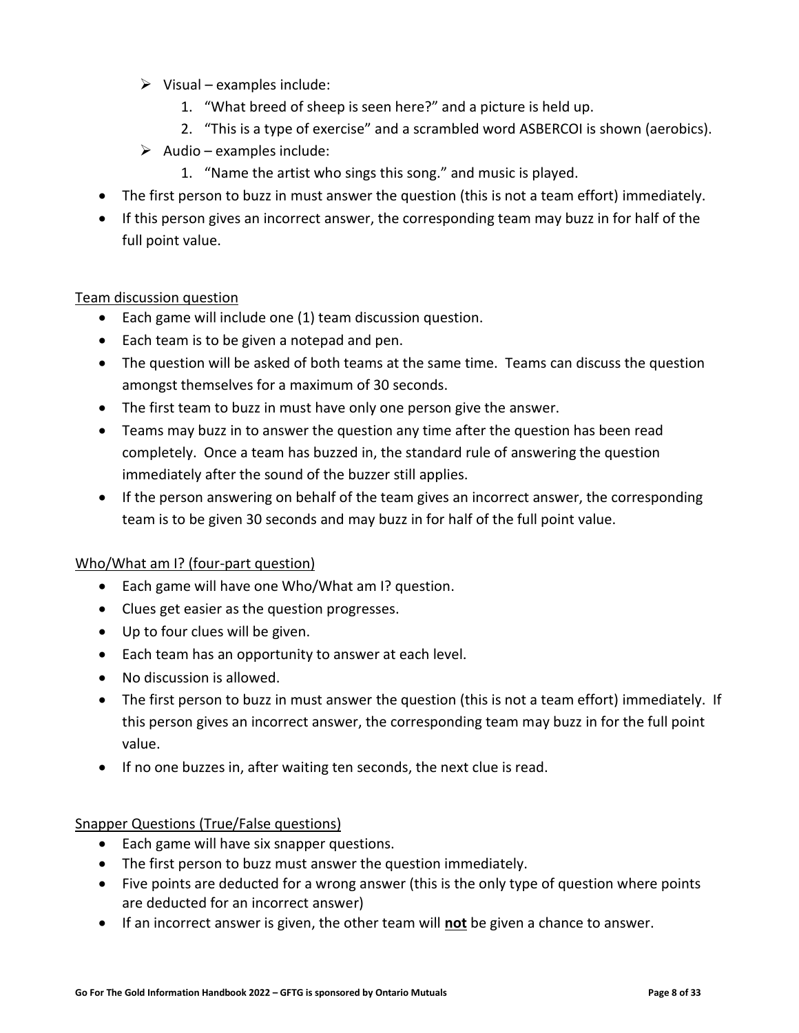- Visual – examples include:
    1. "What breed of sheep is seen here?" and a picture is held up.
    2. "This is a type of exercise" and a scrambled word ASBERCOI is shown (aerobics).
- Audio – examples include:
    1. "Name the artist who sings this song." and music is played.

- The first person to buzz in must answer the question (this is not a team effort) immediately.
- If this person gives an incorrect answer, the corresponding team may buzz in for half of the full point value.

<u>Team discussion question</u>

- Each game will include one (1) team discussion question.
- Each team is to be given a notepad and pen.
- The question will be asked of both teams at the same time. Teams can discuss the question amongst themselves for a maximum of 30 seconds.
- The first team to buzz in must have only one person give the answer.
- Teams may buzz in to answer the question any time after the question has been read completely. Once a team has buzzed in, the standard rule of answering the question immediately after the sound of the buzzer still applies.
- If the person answering on behalf of the team gives an incorrect answer, the corresponding team is to be given 30 seconds and may buzz in for half of the full point value.

<u>Who/What am I? (four-part question)</u>

- Each game will have one Who/What am I? question.
- Clues get easier as the question progresses.
- Up to four clues will be given.
- Each team has an opportunity to answer at each level.
- No discussion is allowed.
- The first person to buzz in must answer the question (this is not a team effort) immediately. If this person gives an incorrect answer, the corresponding team may buzz in for the full point value.
- If no one buzzes in, after waiting ten seconds, the next clue is read.

<u>Snapper Questions (True/False questions)</u>

- Each game will have six snapper questions.
- The first person to buzz must answer the question immediately.
- Five points are deducted for a wrong answer (this is the only type of question where points are deducted for an incorrect answer)
- If an incorrect answer is given, the other team will **<u>not</u>** be given a chance to answer.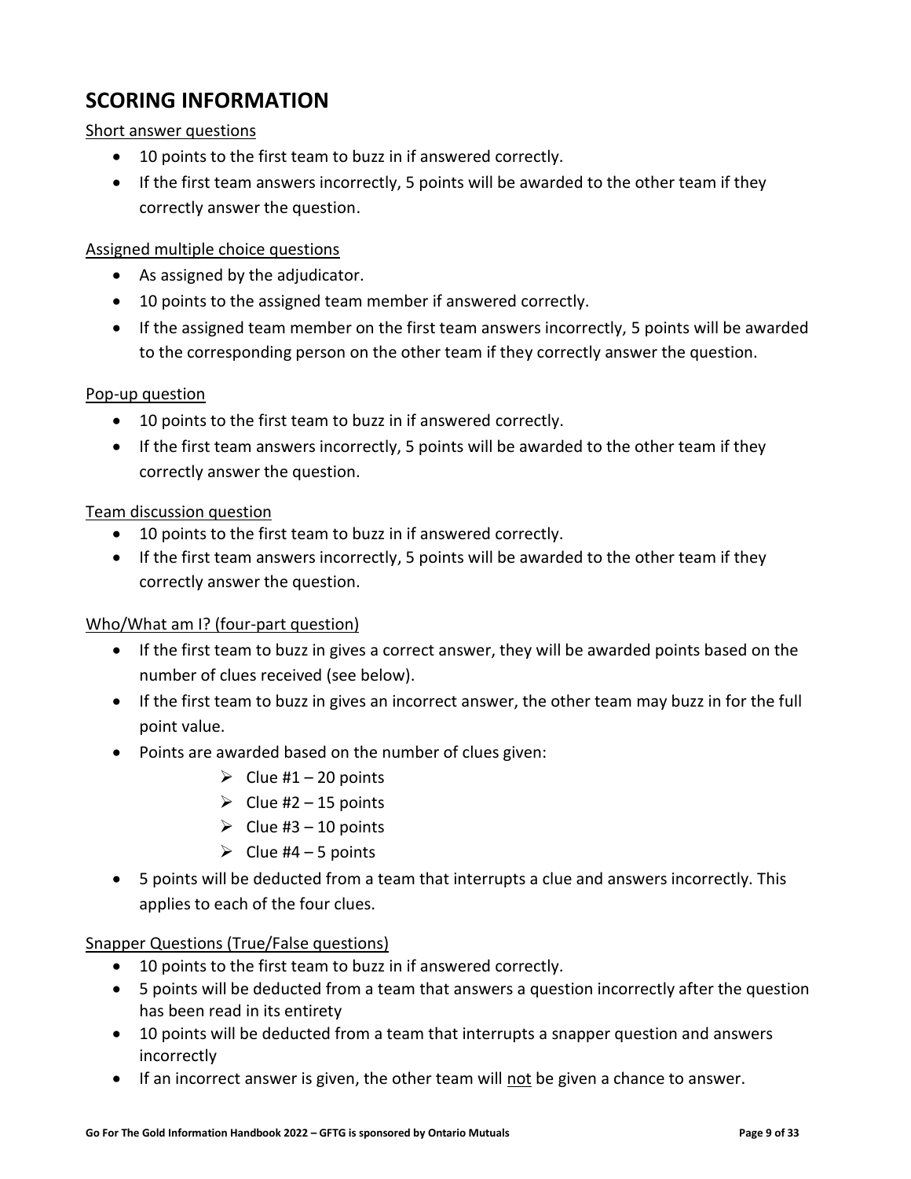## SCORING INFORMATION

Short answer questions

- 10 points to the first team to buzz in if answered correctly.
- If the first team answers incorrectly, 5 points will be awarded to the other team if they correctly answer the question.

Assigned multiple choice questions

- As assigned by the adjudicator.
- 10 points to the assigned team member if answered correctly.
- If the assigned team member on the first team answers incorrectly, 5 points will be awarded to the corresponding person on the other team if they correctly answer the question.

Pop-up question

- 10 points to the first team to buzz in if answered correctly.
- If the first team answers incorrectly, 5 points will be awarded to the other team if they correctly answer the question.

Team discussion question

- 10 points to the first team to buzz in if answered correctly.
- If the first team answers incorrectly, 5 points will be awarded to the other team if they correctly answer the question.

Who/What am I? (four-part question)

- If the first team to buzz in gives a correct answer, they will be awarded points based on the number of clues received (see below).
- If the first team to buzz in gives an incorrect answer, the other team may buzz in for the full point value.
- Points are awarded based on the number of clues given:
  - Clue #1 – 20 points
  - Clue #2 – 15 points
  - Clue #3 – 10 points
  - Clue #4 – 5 points
- 5 points will be deducted from a team that interrupts a clue and answers incorrectly. This applies to each of the four clues.

Snapper Questions (True/False questions)

- 10 points to the first team to buzz in if answered correctly.
- 5 points will be deducted from a team that answers a question incorrectly after the question has been read in its entirety
- 10 points will be deducted from a team that interrupts a snapper question and answers incorrectly
- If an incorrect answer is given, the other team will not be given a chance to answer.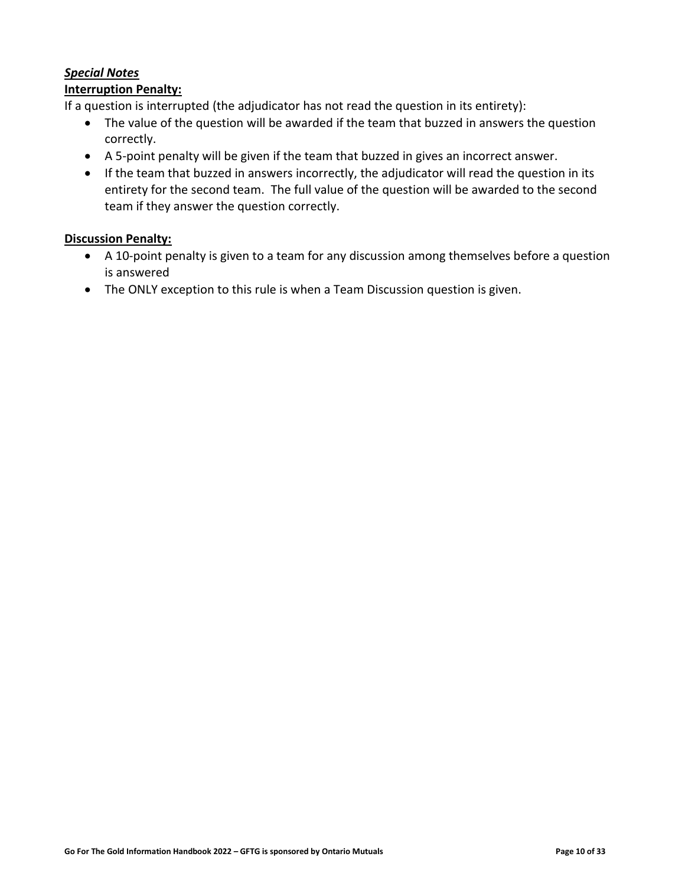### ***Special Notes***

**Interruption Penalty:**

If a question is interrupted (the adjudicator has not read the question in its entirety):

- The value of the question will be awarded if the team that buzzed in answers the question correctly.
- A 5-point penalty will be given if the team that buzzed in gives an incorrect answer.
- If the team that buzzed in answers incorrectly, the adjudicator will read the question in its entirety for the second team. The full value of the question will be awarded to the second team if they answer the question correctly.

**Discussion Penalty:**

- A 10-point penalty is given to a team for any discussion among themselves before a question is answered
- The ONLY exception to this rule is when a Team Discussion question is given.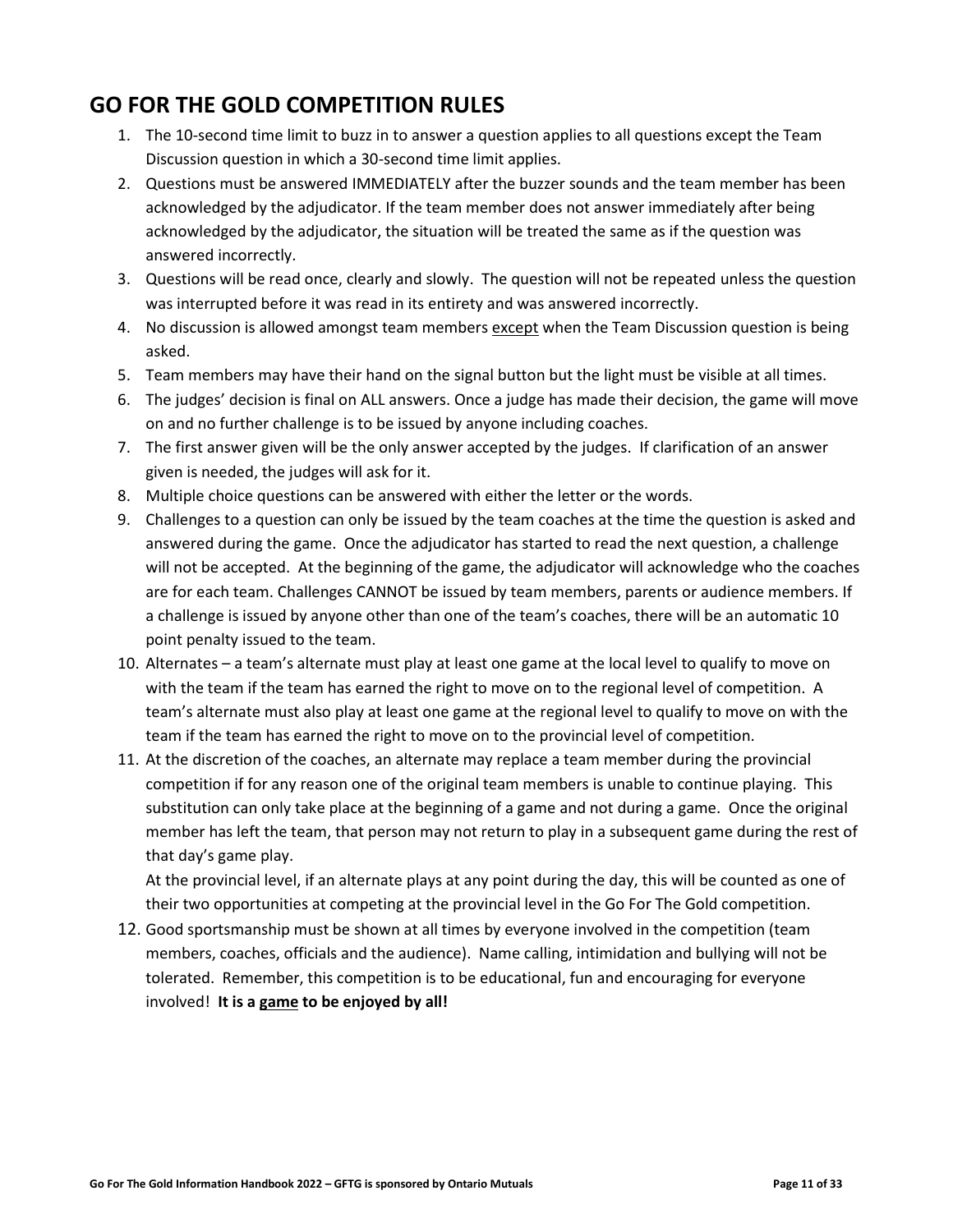## GO FOR THE GOLD COMPETITION RULES

1. The 10-second time limit to buzz in to answer a question applies to all questions except the Team Discussion question in which a 30-second time limit applies.
2. Questions must be answered IMMEDIATELY after the buzzer sounds and the team member has been acknowledged by the adjudicator. If the team member does not answer immediately after being acknowledged by the adjudicator, the situation will be treated the same as if the question was answered incorrectly.
3. Questions will be read once, clearly and slowly. The question will not be repeated unless the question was interrupted before it was read in its entirety and was answered incorrectly.
4. No discussion is allowed amongst team members <u>except</u> when the Team Discussion question is being asked.
5. Team members may have their hand on the signal button but the light must be visible at all times.
6. The judges' decision is final on ALL answers. Once a judge has made their decision, the game will move on and no further challenge is to be issued by anyone including coaches.
7. The first answer given will be the only answer accepted by the judges. If clarification of an answer given is needed, the judges will ask for it.
8. Multiple choice questions can be answered with either the letter or the words.
9. Challenges to a question can only be issued by the team coaches at the time the question is asked and answered during the game. Once the adjudicator has started to read the next question, a challenge will not be accepted. At the beginning of the game, the adjudicator will acknowledge who the coaches are for each team. Challenges CANNOT be issued by team members, parents or audience members. If a challenge is issued by anyone other than one of the team's coaches, there will be an automatic 10 point penalty issued to the team.
10. Alternates – a team's alternate must play at least one game at the local level to qualify to move on with the team if the team has earned the right to move on to the regional level of competition. A team's alternate must also play at least one game at the regional level to qualify to move on with the team if the team has earned the right to move on to the provincial level of competition.
11. At the discretion of the coaches, an alternate may replace a team member during the provincial competition if for any reason one of the original team members is unable to continue playing. This substitution can only take place at the beginning of a game and not during a game. Once the original member has left the team, that person may not return to play in a subsequent game during the rest of that day's game play.

    At the provincial level, if an alternate plays at any point during the day, this will be counted as one of their two opportunities at competing at the provincial level in the Go For The Gold competition.
12. Good sportsmanship must be shown at all times by everyone involved in the competition (team members, coaches, officials and the audience). Name calling, intimidation and bullying will not be tolerated. Remember, this competition is to be educational, fun and encouraging for everyone involved! **It is a <u>game</u> to be enjoyed by all!**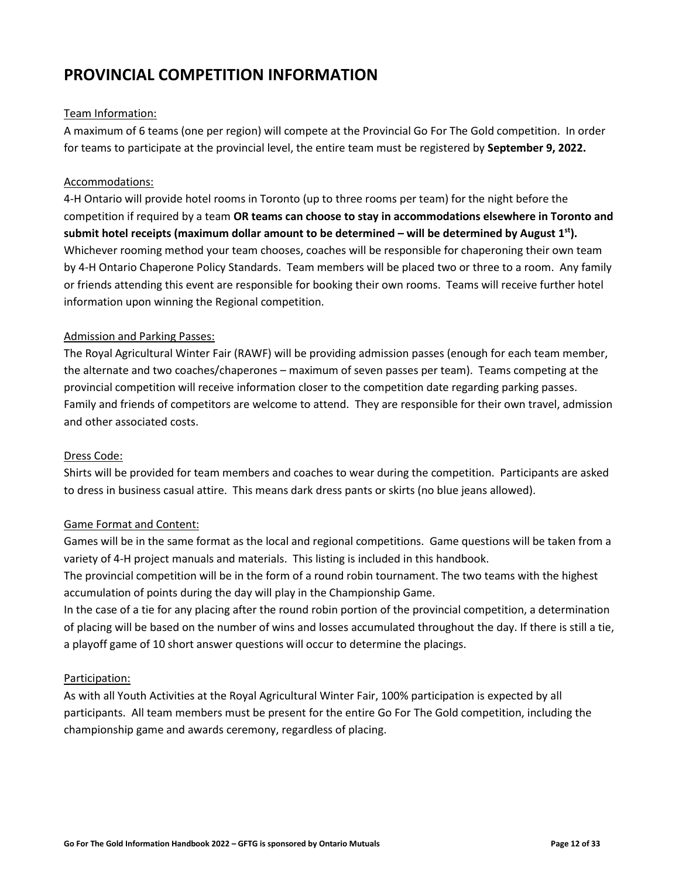# PROVINCIAL COMPETITION INFORMATION

Team Information:

A maximum of 6 teams (one per region) will compete at the Provincial Go For The Gold competition. In order for teams to participate at the provincial level, the entire team must be registered by **September 9, 2022.**

Accommodations:

4-H Ontario will provide hotel rooms in Toronto (up to three rooms per team) for the night before the competition if required by a team **OR teams can choose to stay in accommodations elsewhere in Toronto and submit hotel receipts (maximum dollar amount to be determined – will be determined by August 1st).** Whichever rooming method your team chooses, coaches will be responsible for chaperoning their own team by 4-H Ontario Chaperone Policy Standards. Team members will be placed two or three to a room. Any family or friends attending this event are responsible for booking their own rooms. Teams will receive further hotel information upon winning the Regional competition.

Admission and Parking Passes:

The Royal Agricultural Winter Fair (RAWF) will be providing admission passes (enough for each team member, the alternate and two coaches/chaperones – maximum of seven passes per team). Teams competing at the provincial competition will receive information closer to the competition date regarding parking passes. Family and friends of competitors are welcome to attend. They are responsible for their own travel, admission and other associated costs.

Dress Code:

Shirts will be provided for team members and coaches to wear during the competition. Participants are asked to dress in business casual attire. This means dark dress pants or skirts (no blue jeans allowed).

Game Format and Content:

Games will be in the same format as the local and regional competitions. Game questions will be taken from a variety of 4-H project manuals and materials. This listing is included in this handbook.

The provincial competition will be in the form of a round robin tournament. The two teams with the highest accumulation of points during the day will play in the Championship Game.

In the case of a tie for any placing after the round robin portion of the provincial competition, a determination of placing will be based on the number of wins and losses accumulated throughout the day. If there is still a tie, a playoff game of 10 short answer questions will occur to determine the placings.

Participation:

As with all Youth Activities at the Royal Agricultural Winter Fair, 100% participation is expected by all participants. All team members must be present for the entire Go For The Gold competition, including the championship game and awards ceremony, regardless of placing.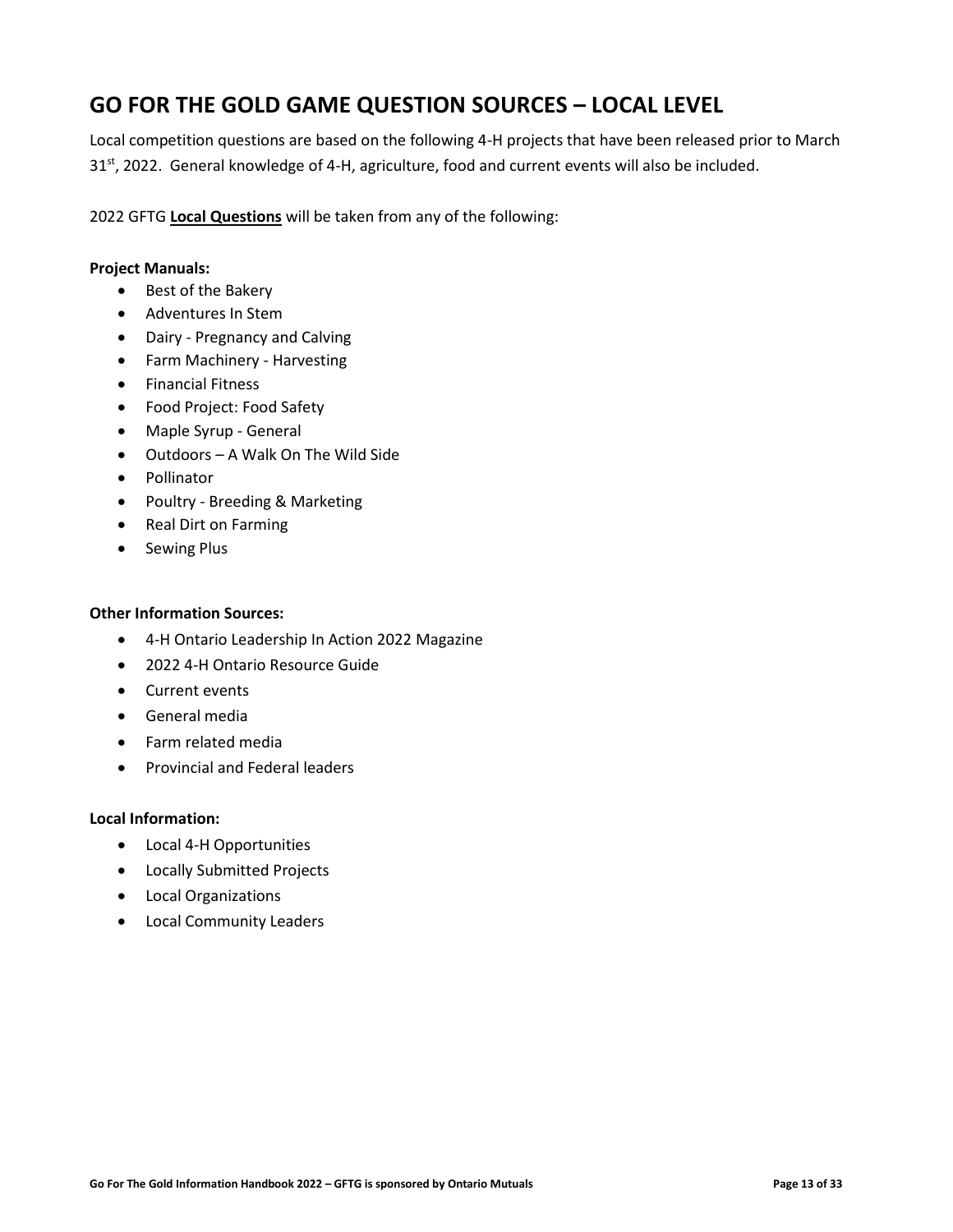## GO FOR THE GOLD GAME QUESTION SOURCES – LOCAL LEVEL

Local competition questions are based on the following 4-H projects that have been released prior to March 31st, 2022. General knowledge of 4-H, agriculture, food and current events will also be included.

2022 GFTG **Local Questions** will be taken from any of the following:

**Project Manuals:**

- Best of the Bakery
- Adventures In Stem
- Dairy - Pregnancy and Calving
- Farm Machinery - Harvesting
- Financial Fitness
- Food Project: Food Safety
- Maple Syrup - General
- Outdoors – A Walk On The Wild Side
- Pollinator
- Poultry - Breeding & Marketing
- Real Dirt on Farming
- Sewing Plus

**Other Information Sources:**

- 4-H Ontario Leadership In Action 2022 Magazine
- 2022 4-H Ontario Resource Guide
- Current events
- General media
- Farm related media
- Provincial and Federal leaders

**Local Information:**

- Local 4-H Opportunities
- Locally Submitted Projects
- Local Organizations
- Local Community Leaders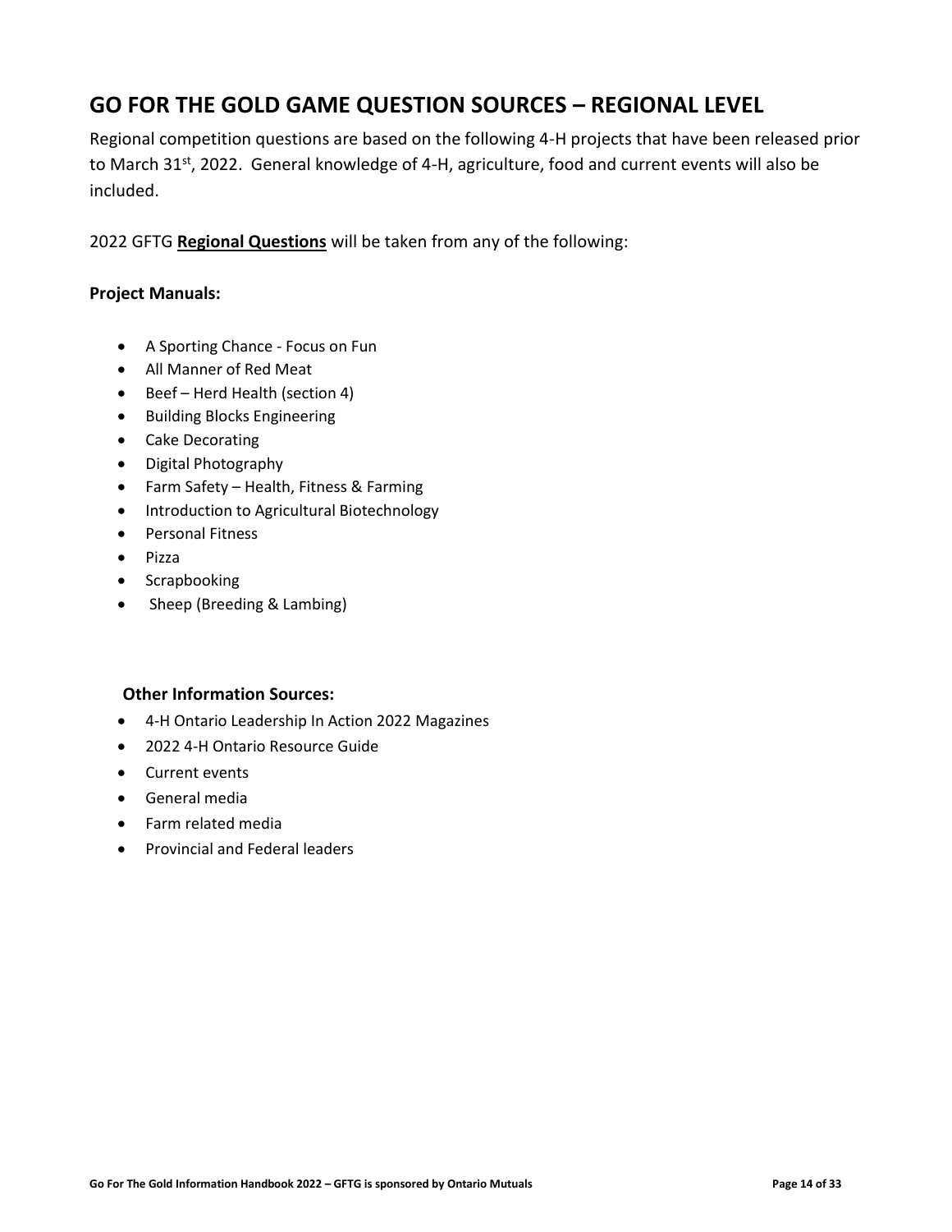## GO FOR THE GOLD GAME QUESTION SOURCES – REGIONAL LEVEL

Regional competition questions are based on the following 4-H projects that have been released prior to March 31st, 2022. General knowledge of 4-H, agriculture, food and current events will also be included.

2022 GFTG **Regional Questions** will be taken from any of the following:

**Project Manuals:**

- A Sporting Chance - Focus on Fun
- All Manner of Red Meat
- Beef – Herd Health (section 4)
- Building Blocks Engineering
- Cake Decorating
- Digital Photography
- Farm Safety – Health, Fitness & Farming
- Introduction to Agricultural Biotechnology
- Personal Fitness
- Pizza
- Scrapbooking
- Sheep (Breeding & Lambing)

**Other Information Sources:**

- 4-H Ontario Leadership In Action 2022 Magazines
- 2022 4-H Ontario Resource Guide
- Current events
- General media
- Farm related media
- Provincial and Federal leaders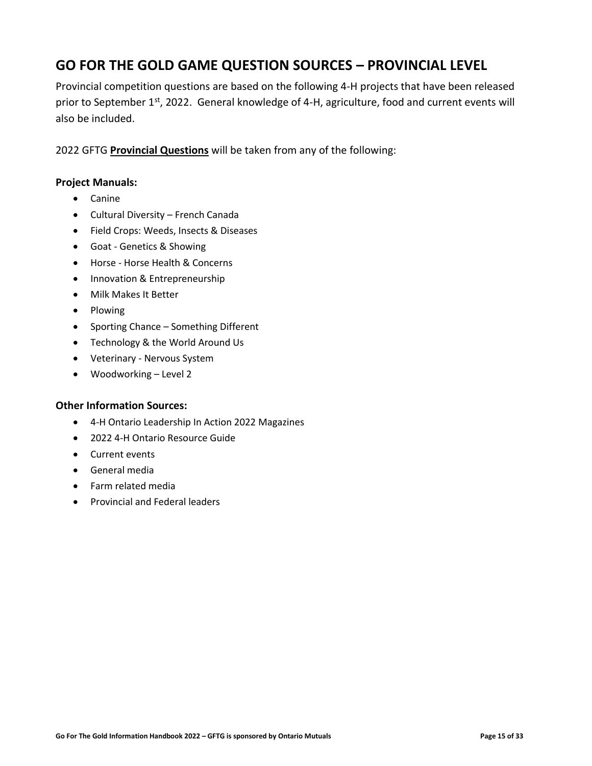## GO FOR THE GOLD GAME QUESTION SOURCES – PROVINCIAL LEVEL

Provincial competition questions are based on the following 4-H projects that have been released prior to September 1st, 2022. General knowledge of 4-H, agriculture, food and current events will also be included.

2022 GFTG **Provincial Questions** will be taken from any of the following:

**Project Manuals:**

- Canine
- Cultural Diversity – French Canada
- Field Crops: Weeds, Insects & Diseases
- Goat - Genetics & Showing
- Horse - Horse Health & Concerns
- Innovation & Entrepreneurship
- Milk Makes It Better
- Plowing
- Sporting Chance – Something Different
- Technology & the World Around Us
- Veterinary - Nervous System
- Woodworking – Level 2

**Other Information Sources:**

- 4-H Ontario Leadership In Action 2022 Magazines
- 2022 4-H Ontario Resource Guide
- Current events
- General media
- Farm related media
- Provincial and Federal leaders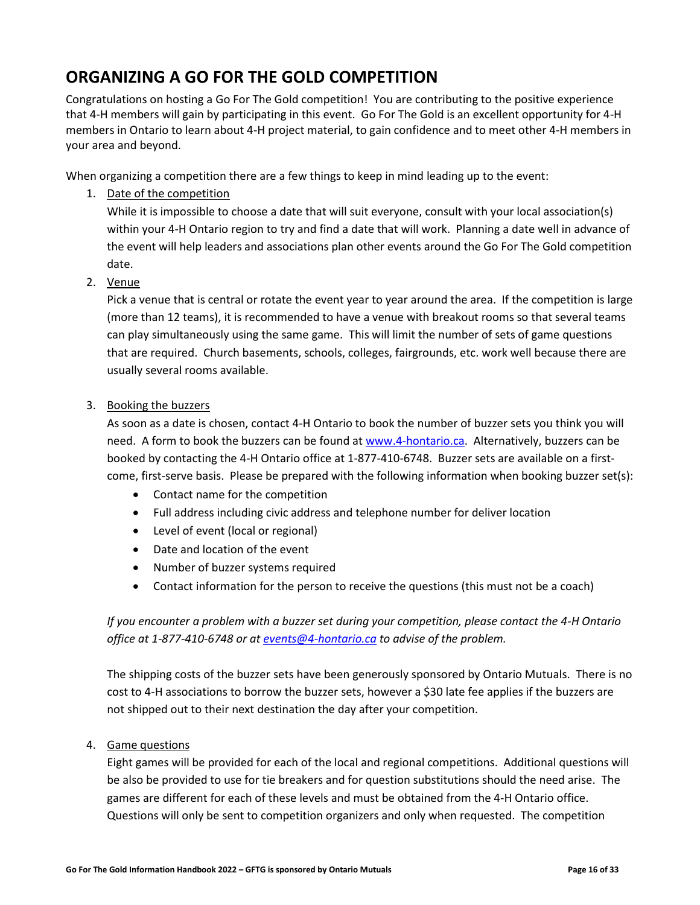# ORGANIZING A GO FOR THE GOLD COMPETITION

Congratulations on hosting a Go For The Gold competition! You are contributing to the positive experience that 4-H members will gain by participating in this event. Go For The Gold is an excellent opportunity for 4-H members in Ontario to learn about 4-H project material, to gain confidence and to meet other 4-H members in your area and beyond.

When organizing a competition there are a few things to keep in mind leading up to the event:

1. <u>Date of the competition</u>

   While it is impossible to choose a date that will suit everyone, consult with your local association(s) within your 4-H Ontario region to try and find a date that will work. Planning a date well in advance of the event will help leaders and associations plan other events around the Go For The Gold competition date.

2. <u>Venue</u>

   Pick a venue that is central or rotate the event year to year around the area. If the competition is large (more than 12 teams), it is recommended to have a venue with breakout rooms so that several teams can play simultaneously using the same game. This will limit the number of sets of game questions that are required. Church basements, schools, colleges, fairgrounds, etc. work well because there are usually several rooms available.

3. <u>Booking the buzzers</u>

   As soon as a date is chosen, contact 4-H Ontario to book the number of buzzer sets you think you will need. A form to book the buzzers can be found at [www.4-hontario.ca](http://www.4-hontario.ca). Alternatively, buzzers can be booked by contacting the 4-H Ontario office at 1-877-410-6748. Buzzer sets are available on a first-come, first-serve basis. Please be prepared with the following information when booking buzzer set(s):

   - Contact name for the competition
   - Full address including civic address and telephone number for deliver location
   - Level of event (local or regional)
   - Date and location of the event
   - Number of buzzer systems required
   - Contact information for the person to receive the questions (this must not be a coach)

   *If you encounter a problem with a buzzer set during your competition, please contact the 4-H Ontario office at 1-877-410-6748 or at [events@4-hontario.ca](mailto:events@4-hontario.ca) to advise of the problem.*

   The shipping costs of the buzzer sets have been generously sponsored by Ontario Mutuals. There is no cost to 4-H associations to borrow the buzzer sets, however a $30 late fee applies if the buzzers are not shipped out to their next destination the day after your competition.

4. <u>Game questions</u>

   Eight games will be provided for each of the local and regional competitions. Additional questions will be also be provided to use for tie breakers and for question substitutions should the need arise. The games are different for each of these levels and must be obtained from the 4-H Ontario office. Questions will only be sent to competition organizers and only when requested. The competition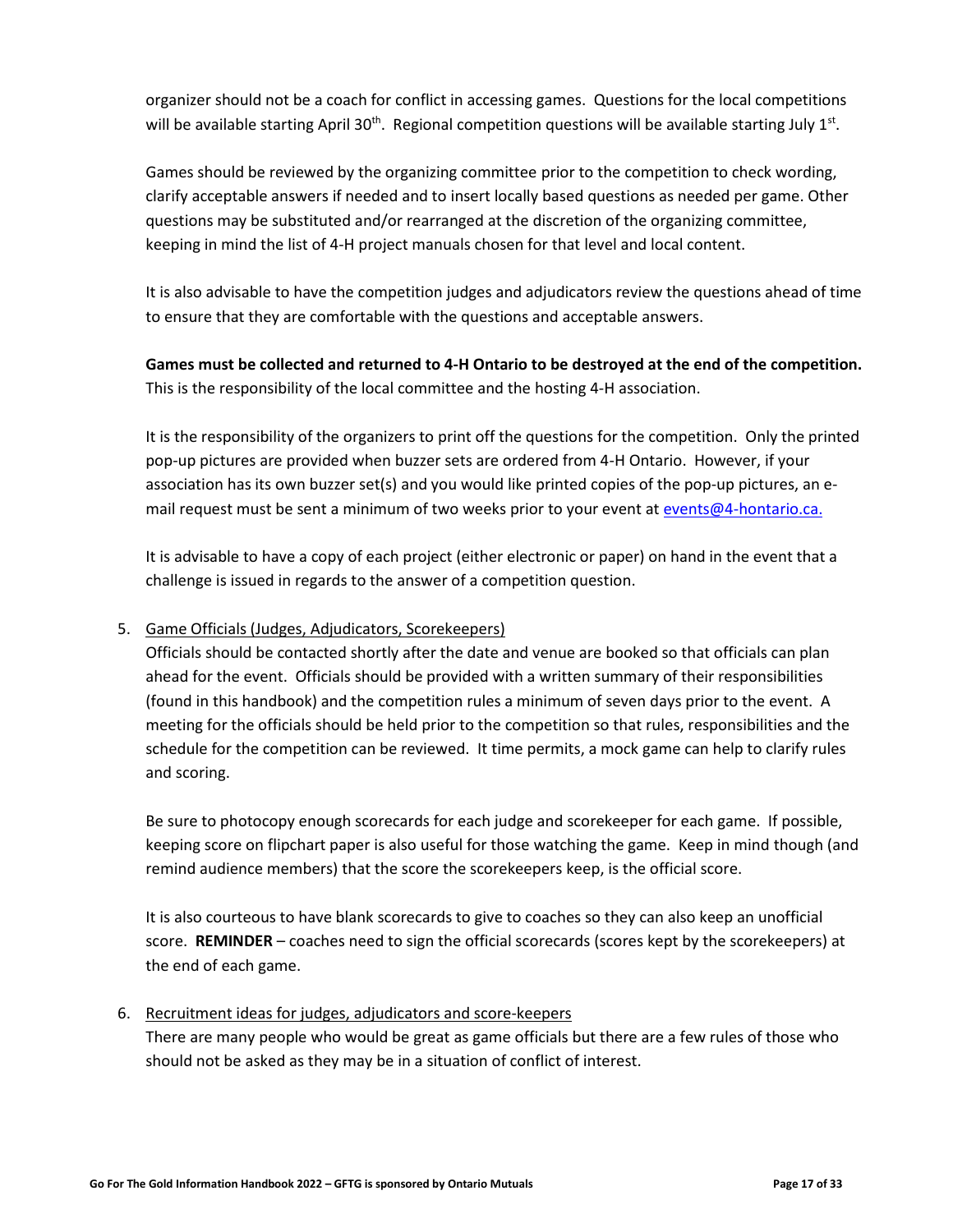organizer should not be a coach for conflict in accessing games. Questions for the local competitions will be available starting April 30th. Regional competition questions will be available starting July 1st.

Games should be reviewed by the organizing committee prior to the competition to check wording, clarify acceptable answers if needed and to insert locally based questions as needed per game. Other questions may be substituted and/or rearranged at the discretion of the organizing committee, keeping in mind the list of 4-H project manuals chosen for that level and local content.

It is also advisable to have the competition judges and adjudicators review the questions ahead of time to ensure that they are comfortable with the questions and acceptable answers.

**Games must be collected and returned to 4-H Ontario to be destroyed at the end of the competition.** This is the responsibility of the local committee and the hosting 4-H association.

It is the responsibility of the organizers to print off the questions for the competition. Only the printed pop-up pictures are provided when buzzer sets are ordered from 4-H Ontario. However, if your association has its own buzzer set(s) and you would like printed copies of the pop-up pictures, an e-mail request must be sent a minimum of two weeks prior to your event at events@4-hontario.ca.

It is advisable to have a copy of each project (either electronic or paper) on hand in the event that a challenge is issued in regards to the answer of a competition question.

5. Game Officials (Judges, Adjudicators, Scorekeepers)

   Officials should be contacted shortly after the date and venue are booked so that officials can plan ahead for the event. Officials should be provided with a written summary of their responsibilities (found in this handbook) and the competition rules a minimum of seven days prior to the event. A meeting for the officials should be held prior to the competition so that rules, responsibilities and the schedule for the competition can be reviewed. It time permits, a mock game can help to clarify rules and scoring.

   Be sure to photocopy enough scorecards for each judge and scorekeeper for each game. If possible, keeping score on flipchart paper is also useful for those watching the game. Keep in mind though (and remind audience members) that the score the scorekeepers keep, is the official score.

   It is also courteous to have blank scorecards to give to coaches so they can also keep an unofficial score. **REMINDER** – coaches need to sign the official scorecards (scores kept by the scorekeepers) at the end of each game.

6. Recruitment ideas for judges, adjudicators and score-keepers

   There are many people who would be great as game officials but there are a few rules of those who should not be asked as they may be in a situation of conflict of interest.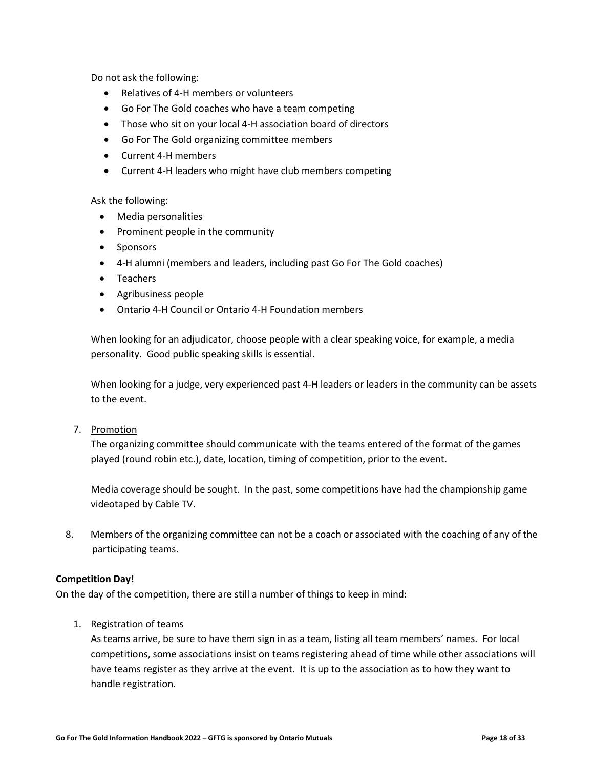Do not ask the following:

- Relatives of 4-H members or volunteers
- Go For The Gold coaches who have a team competing
- Those who sit on your local 4-H association board of directors
- Go For The Gold organizing committee members
- Current 4-H members
- Current 4-H leaders who might have club members competing

Ask the following:

- Media personalities
- Prominent people in the community
- Sponsors
- 4-H alumni (members and leaders, including past Go For The Gold coaches)
- Teachers
- Agribusiness people
- Ontario 4-H Council or Ontario 4-H Foundation members

When looking for an adjudicator, choose people with a clear speaking voice, for example, a media personality. Good public speaking skills is essential.

When looking for a judge, very experienced past 4-H leaders or leaders in the community can be assets to the event.

7. <u>Promotion</u>

   The organizing committee should communicate with the teams entered of the format of the games played (round robin etc.), date, location, timing of competition, prior to the event.

   Media coverage should be sought. In the past, some competitions have had the championship game videotaped by Cable TV.

8. Members of the organizing committee can not be a coach or associated with the coaching of any of the participating teams.

**Competition Day!**

On the day of the competition, there are still a number of things to keep in mind:

1. <u>Registration of teams</u>

   As teams arrive, be sure to have them sign in as a team, listing all team members' names. For local competitions, some associations insist on teams registering ahead of time while other associations will have teams register as they arrive at the event. It is up to the association as to how they want to handle registration.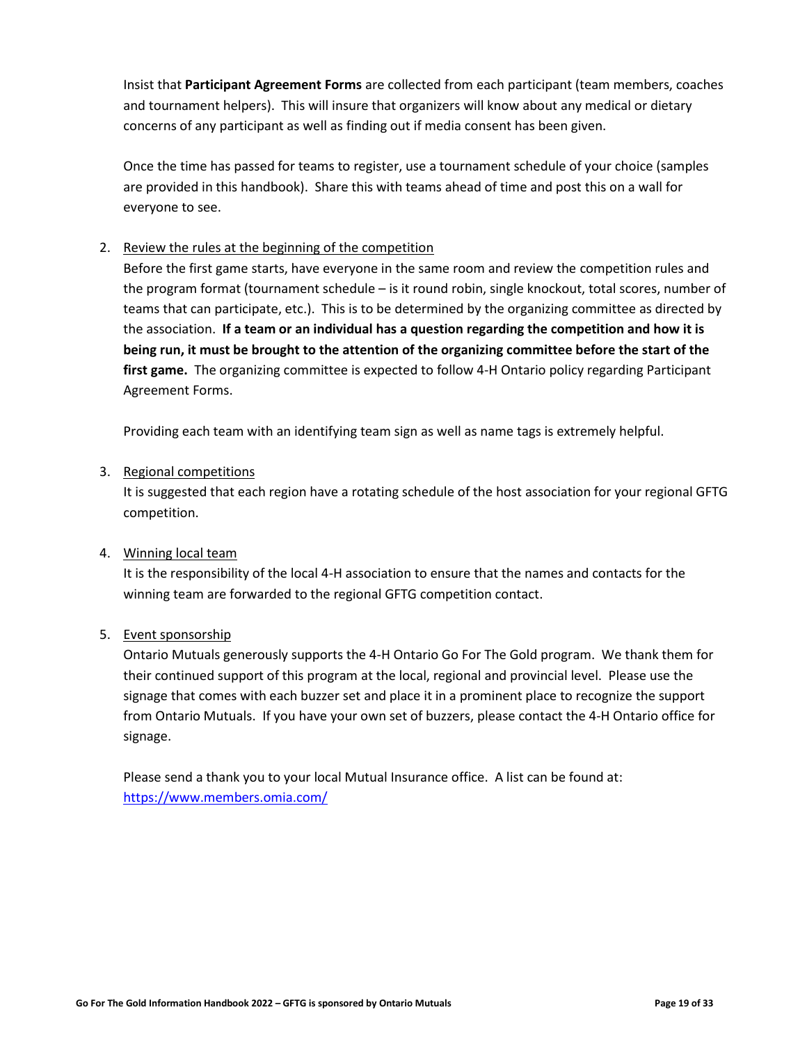Insist that **Participant Agreement Forms** are collected from each participant (team members, coaches and tournament helpers). This will insure that organizers will know about any medical or dietary concerns of any participant as well as finding out if media consent has been given.

Once the time has passed for teams to register, use a tournament schedule of your choice (samples are provided in this handbook). Share this with teams ahead of time and post this on a wall for everyone to see.

2. <u>Review the rules at the beginning of the competition</u>

   Before the first game starts, have everyone in the same room and review the competition rules and the program format (tournament schedule – is it round robin, single knockout, total scores, number of teams that can participate, etc.). This is to be determined by the organizing committee as directed by the association. **If a team or an individual has a question regarding the competition and how it is being run, it must be brought to the attention of the organizing committee before the start of the first game.** The organizing committee is expected to follow 4-H Ontario policy regarding Participant Agreement Forms.

   Providing each team with an identifying team sign as well as name tags is extremely helpful.

3. <u>Regional competitions</u>

   It is suggested that each region have a rotating schedule of the host association for your regional GFTG competition.

4. <u>Winning local team</u>

   It is the responsibility of the local 4-H association to ensure that the names and contacts for the winning team are forwarded to the regional GFTG competition contact.

5. <u>Event sponsorship</u>

   Ontario Mutuals generously supports the 4-H Ontario Go For The Gold program. We thank them for their continued support of this program at the local, regional and provincial level. Please use the signage that comes with each buzzer set and place it in a prominent place to recognize the support from Ontario Mutuals. If you have your own set of buzzers, please contact the 4-H Ontario office for signage.

   Please send a thank you to your local Mutual Insurance office. A list can be found at: https://www.members.omia.com/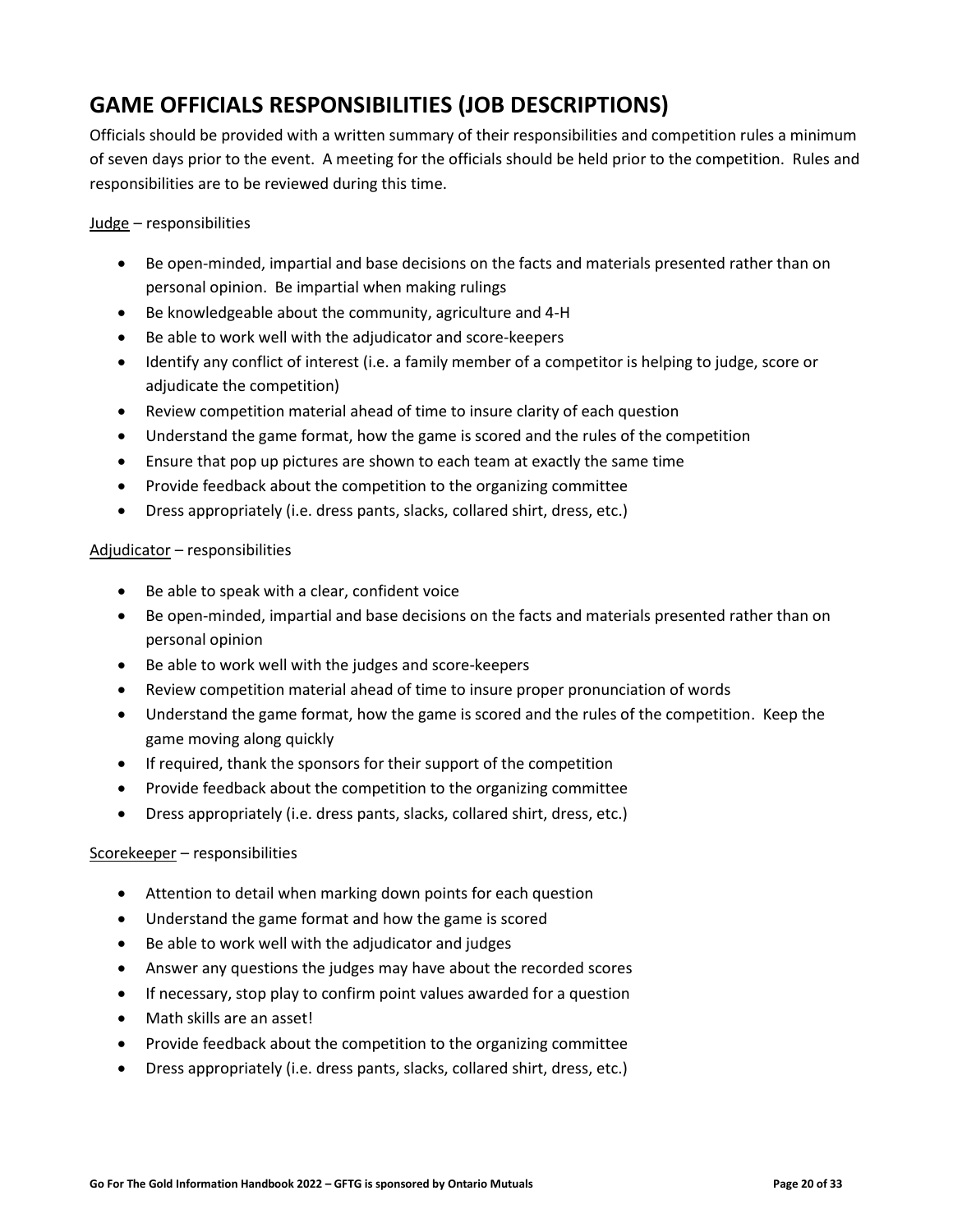## GAME OFFICIALS RESPONSIBILITIES (JOB DESCRIPTIONS)

Officials should be provided with a written summary of their responsibilities and competition rules a minimum of seven days prior to the event. A meeting for the officials should be held prior to the competition. Rules and responsibilities are to be reviewed during this time.

<u>Judge</u> – responsibilities

- Be open-minded, impartial and base decisions on the facts and materials presented rather than on personal opinion. Be impartial when making rulings
- Be knowledgeable about the community, agriculture and 4-H
- Be able to work well with the adjudicator and score-keepers
- Identify any conflict of interest (i.e. a family member of a competitor is helping to judge, score or adjudicate the competition)
- Review competition material ahead of time to insure clarity of each question
- Understand the game format, how the game is scored and the rules of the competition
- Ensure that pop up pictures are shown to each team at exactly the same time
- Provide feedback about the competition to the organizing committee
- Dress appropriately (i.e. dress pants, slacks, collared shirt, dress, etc.)

<u>Adjudicator</u> – responsibilities

- Be able to speak with a clear, confident voice
- Be open-minded, impartial and base decisions on the facts and materials presented rather than on personal opinion
- Be able to work well with the judges and score-keepers
- Review competition material ahead of time to insure proper pronunciation of words
- Understand the game format, how the game is scored and the rules of the competition. Keep the game moving along quickly
- If required, thank the sponsors for their support of the competition
- Provide feedback about the competition to the organizing committee
- Dress appropriately (i.e. dress pants, slacks, collared shirt, dress, etc.)

<u>Scorekeeper</u> – responsibilities

- Attention to detail when marking down points for each question
- Understand the game format and how the game is scored
- Be able to work well with the adjudicator and judges
- Answer any questions the judges may have about the recorded scores
- If necessary, stop play to confirm point values awarded for a question
- Math skills are an asset!
- Provide feedback about the competition to the organizing committee
- Dress appropriately (i.e. dress pants, slacks, collared shirt, dress, etc.)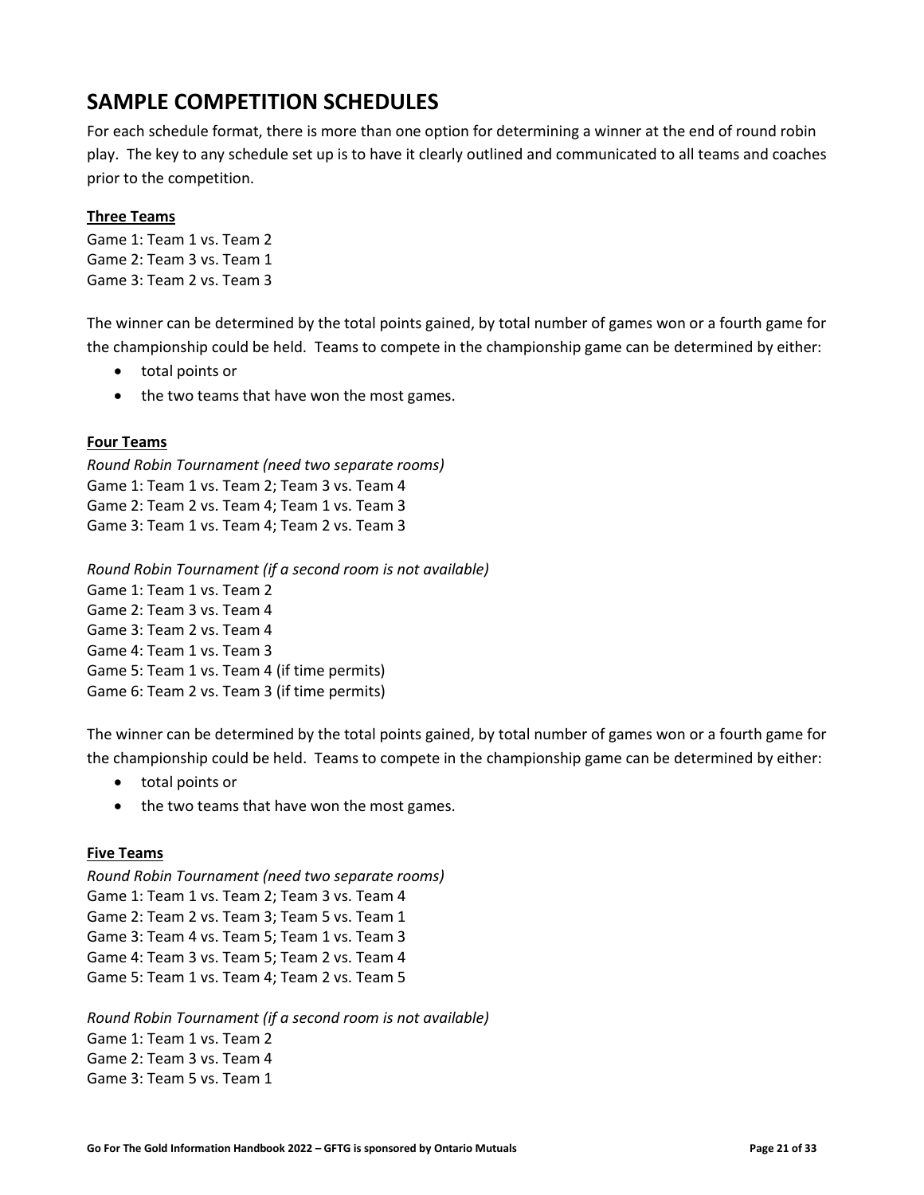# SAMPLE COMPETITION SCHEDULES

For each schedule format, there is more than one option for determining a winner at the end of round robin play. The key to any schedule set up is to have it clearly outlined and communicated to all teams and coaches prior to the competition.

**Three Teams**

Game 1: Team 1 vs. Team 2
Game 2: Team 3 vs. Team 1
Game 3: Team 2 vs. Team 3

The winner can be determined by the total points gained, by total number of games won or a fourth game for the championship could be held. Teams to compete in the championship game can be determined by either:

- total points or
- the two teams that have won the most games.

**Four Teams**

*Round Robin Tournament (need two separate rooms)*
Game 1: Team 1 vs. Team 2; Team 3 vs. Team 4
Game 2: Team 2 vs. Team 4; Team 1 vs. Team 3
Game 3: Team 1 vs. Team 4; Team 2 vs. Team 3

*Round Robin Tournament (if a second room is not available)*
Game 1: Team 1 vs. Team 2
Game 2: Team 3 vs. Team 4
Game 3: Team 2 vs. Team 4
Game 4: Team 1 vs. Team 3
Game 5: Team 1 vs. Team 4 (if time permits)
Game 6: Team 2 vs. Team 3 (if time permits)

The winner can be determined by the total points gained, by total number of games won or a fourth game for the championship could be held. Teams to compete in the championship game can be determined by either:

- total points or
- the two teams that have won the most games.

**Five Teams**

*Round Robin Tournament (need two separate rooms)*
Game 1: Team 1 vs. Team 2; Team 3 vs. Team 4
Game 2: Team 2 vs. Team 3; Team 5 vs. Team 1
Game 3: Team 4 vs. Team 5; Team 1 vs. Team 3
Game 4: Team 3 vs. Team 5; Team 2 vs. Team 4
Game 5: Team 1 vs. Team 4; Team 2 vs. Team 5

*Round Robin Tournament (if a second room is not available)*
Game 1: Team 1 vs. Team 2
Game 2: Team 3 vs. Team 4
Game 3: Team 5 vs. Team 1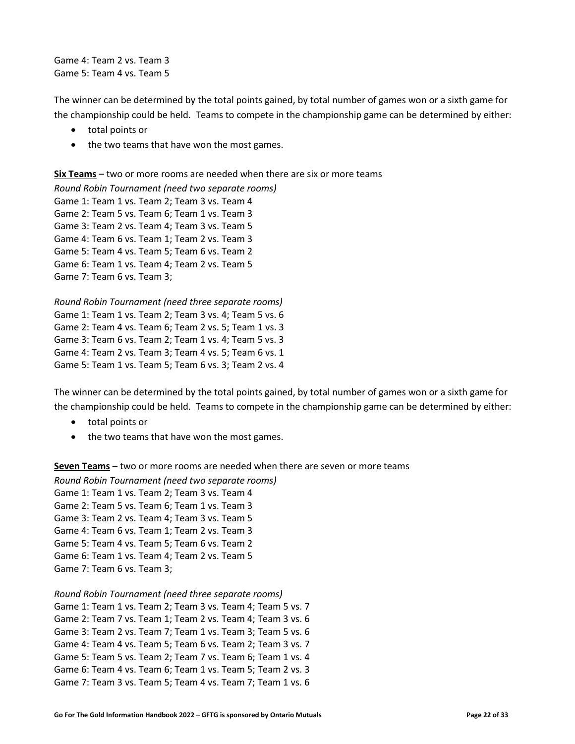Game 4: Team 2 vs. Team 3
Game 5: Team 4 vs. Team 5

The winner can be determined by the total points gained, by total number of games won or a sixth game for the championship could be held. Teams to compete in the championship game can be determined by either:

- total points or
- the two teams that have won the most games.

**<u>Six Teams</u>** – two or more rooms are needed when there are six or more teams

*Round Robin Tournament (need two separate rooms)*
Game 1: Team 1 vs. Team 2; Team 3 vs. Team 4
Game 2: Team 5 vs. Team 6; Team 1 vs. Team 3
Game 3: Team 2 vs. Team 4; Team 3 vs. Team 5
Game 4: Team 6 vs. Team 1; Team 2 vs. Team 3
Game 5: Team 4 vs. Team 5; Team 6 vs. Team 2
Game 6: Team 1 vs. Team 4; Team 2 vs. Team 5
Game 7: Team 6 vs. Team 3;

*Round Robin Tournament (need three separate rooms)*
Game 1: Team 1 vs. Team 2; Team 3 vs. 4; Team 5 vs. 6
Game 2: Team 4 vs. Team 6; Team 2 vs. 5; Team 1 vs. 3
Game 3: Team 6 vs. Team 2; Team 1 vs. 4; Team 5 vs. 3
Game 4: Team 2 vs. Team 3; Team 4 vs. 5; Team 6 vs. 1
Game 5: Team 1 vs. Team 5; Team 6 vs. 3; Team 2 vs. 4

The winner can be determined by the total points gained, by total number of games won or a sixth game for the championship could be held. Teams to compete in the championship game can be determined by either:

- total points or
- the two teams that have won the most games.

**<u>Seven Teams</u>** – two or more rooms are needed when there are seven or more teams

*Round Robin Tournament (need two separate rooms)*
Game 1: Team 1 vs. Team 2; Team 3 vs. Team 4
Game 2: Team 5 vs. Team 6; Team 1 vs. Team 3
Game 3: Team 2 vs. Team 4; Team 3 vs. Team 5
Game 4: Team 6 vs. Team 1; Team 2 vs. Team 3
Game 5: Team 4 vs. Team 5; Team 6 vs. Team 2
Game 6: Team 1 vs. Team 4; Team 2 vs. Team 5
Game 7: Team 6 vs. Team 3;

*Round Robin Tournament (need three separate rooms)*
Game 1: Team 1 vs. Team 2; Team 3 vs. Team 4; Team 5 vs. 7
Game 2: Team 7 vs. Team 1; Team 2 vs. Team 4; Team 3 vs. 6
Game 3: Team 2 vs. Team 7; Team 1 vs. Team 3; Team 5 vs. 6
Game 4: Team 4 vs. Team 5; Team 6 vs. Team 2; Team 3 vs. 7
Game 5: Team 5 vs. Team 2; Team 7 vs. Team 6; Team 1 vs. 4
Game 6: Team 4 vs. Team 6; Team 1 vs. Team 5; Team 2 vs. 3
Game 7: Team 3 vs. Team 5; Team 4 vs. Team 7; Team 1 vs. 6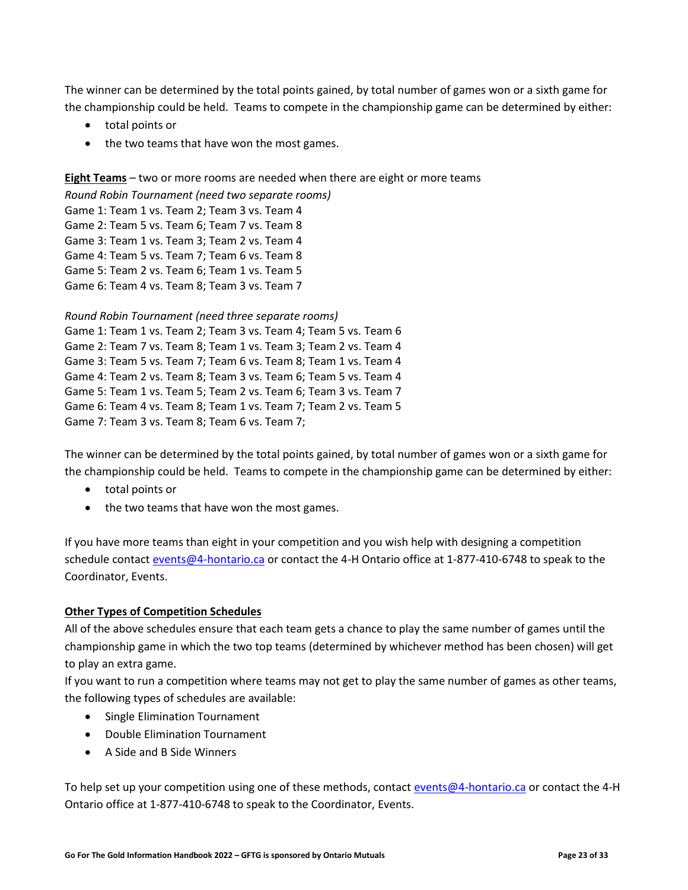The winner can be determined by the total points gained, by total number of games won or a sixth game for the championship could be held. Teams to compete in the championship game can be determined by either:

- total points or
- the two teams that have won the most games.

**<u>Eight Teams</u>** – two or more rooms are needed when there are eight or more teams

*Round Robin Tournament (need two separate rooms)*
Game 1: Team 1 vs. Team 2; Team 3 vs. Team 4
Game 2: Team 5 vs. Team 6; Team 7 vs. Team 8
Game 3: Team 1 vs. Team 3; Team 2 vs. Team 4
Game 4: Team 5 vs. Team 7; Team 6 vs. Team 8
Game 5: Team 2 vs. Team 6; Team 1 vs. Team 5
Game 6: Team 4 vs. Team 8; Team 3 vs. Team 7

*Round Robin Tournament (need three separate rooms)*
Game 1: Team 1 vs. Team 2; Team 3 vs. Team 4; Team 5 vs. Team 6
Game 2: Team 7 vs. Team 8; Team 1 vs. Team 3; Team 2 vs. Team 4
Game 3: Team 5 vs. Team 7; Team 6 vs. Team 8; Team 1 vs. Team 4
Game 4: Team 2 vs. Team 8; Team 3 vs. Team 6; Team 5 vs. Team 4
Game 5: Team 1 vs. Team 5; Team 2 vs. Team 6; Team 3 vs. Team 7
Game 6: Team 4 vs. Team 8; Team 1 vs. Team 7; Team 2 vs. Team 5
Game 7: Team 3 vs. Team 8; Team 6 vs. Team 7;

The winner can be determined by the total points gained, by total number of games won or a sixth game for the championship could be held. Teams to compete in the championship game can be determined by either:

- total points or
- the two teams that have won the most games.

If you have more teams than eight in your competition and you wish help with designing a competition schedule contact events@4-hontario.ca or contact the 4-H Ontario office at 1-877-410-6748 to speak to the Coordinator, Events.

**<u>Other Types of Competition Schedules</u>**

All of the above schedules ensure that each team gets a chance to play the same number of games until the championship game in which the two top teams (determined by whichever method has been chosen) will get to play an extra game.

If you want to run a competition where teams may not get to play the same number of games as other teams, the following types of schedules are available:

- Single Elimination Tournament
- Double Elimination Tournament
- A Side and B Side Winners

To help set up your competition using one of these methods, contact events@4-hontario.ca or contact the 4-H Ontario office at 1-877-410-6748 to speak to the Coordinator, Events.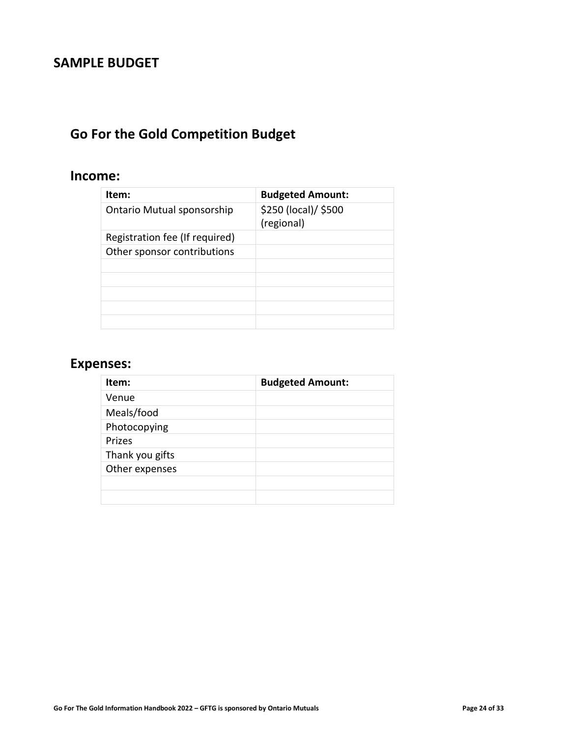# SAMPLE BUDGET

## Go For the Gold Competition Budget

### Income:

| Item: | Budgeted Amount: |
|---|---|
| Ontario Mutual sponsorship | $250 (local)/ $500 (regional) |
| Registration fee (If required) | |
| Other sponsor contributions | |
| | |
| | |
| | |
| | |
| | |

### Expenses:

| Item: | Budgeted Amount: |
|---|---|
| Venue | |
| Meals/food | |
| Photocopying | |
| Prizes | |
| Thank you gifts | |
| Other expenses | |
| | |
| | |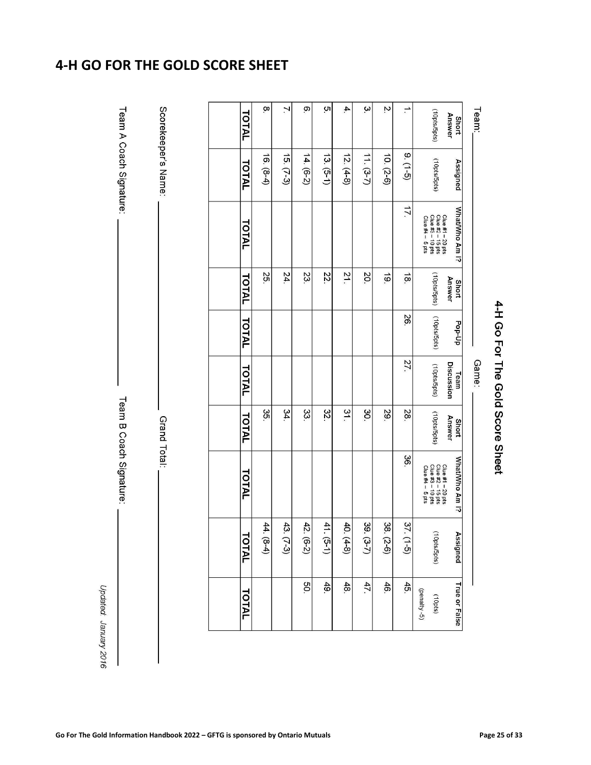## 4-H GO FOR THE GOLD SCORE SHEET

### 4-H Go For The Gold Score Sheet

Team: ______________________ Game: ______________________

| Short Answer (10pts/5pts) | Assigned (10pts/5pts) | What/Who Am I? Clue #1 – 20 pts Clue #2 – 15 pts Clue #3 – 10 pts Clue #4 – 5 pts | Short Answer (10pts/5pts) | Pop-Up (10pts/5pts) | Team Discussion (10pts/5pts) | Short Answer (10pts/5pts) | What/Who Am I? Clue #1 – 20 pts Clue #2 – 15 pts Clue #3 – 10 pts Clue #4 – 5 pts | Assigned (10pts/5pts) | True or False (10pts) (penalty -5) |
|---|---|---|---|---|---|---|---|---|---|
| 1. | 9. (1-5) | 17. | 18. | 26. | 27. | 28. | 36. | 37. (1-5) | 45. |
| 2. | 10. (2-6) | | 19. | | | 29. | | 38. (2-6) | 46. |
| 3. | 11. (3-7) | | 20. | | | 30. | | 39. (3-7) | 47. |
| 4. | 12. (4-8) | | 21. | | | 31. | | 40. (4-8) | 48. |
| 5. | 13. (5-1) | | 22. | | | 32. | | 41. (5-1) | 49. |
| 6. | 14. (6-2) | | 23. | | | 33. | | 42. (6-2) | 50. |
| 7. | 15. (7-3) | | 24. | | | 34. | | 43. (7-3) | |
| 8. | 16. (8-4) | | 25. | | | 35. | | 44. (8-4) | |
| **TOTAL** | **TOTAL** | **TOTAL** | **TOTAL** | **TOTAL** | **TOTAL** | **TOTAL** | **TOTAL** | **TOTAL** | **TOTAL** |
| | | | | | | | | | |

Scorekeeper's Name: ______________________ Grand Total: ______________________

Team A Coach Signature: ______________________ Team B Coach Signature: ______________________

*Updated: January 2016*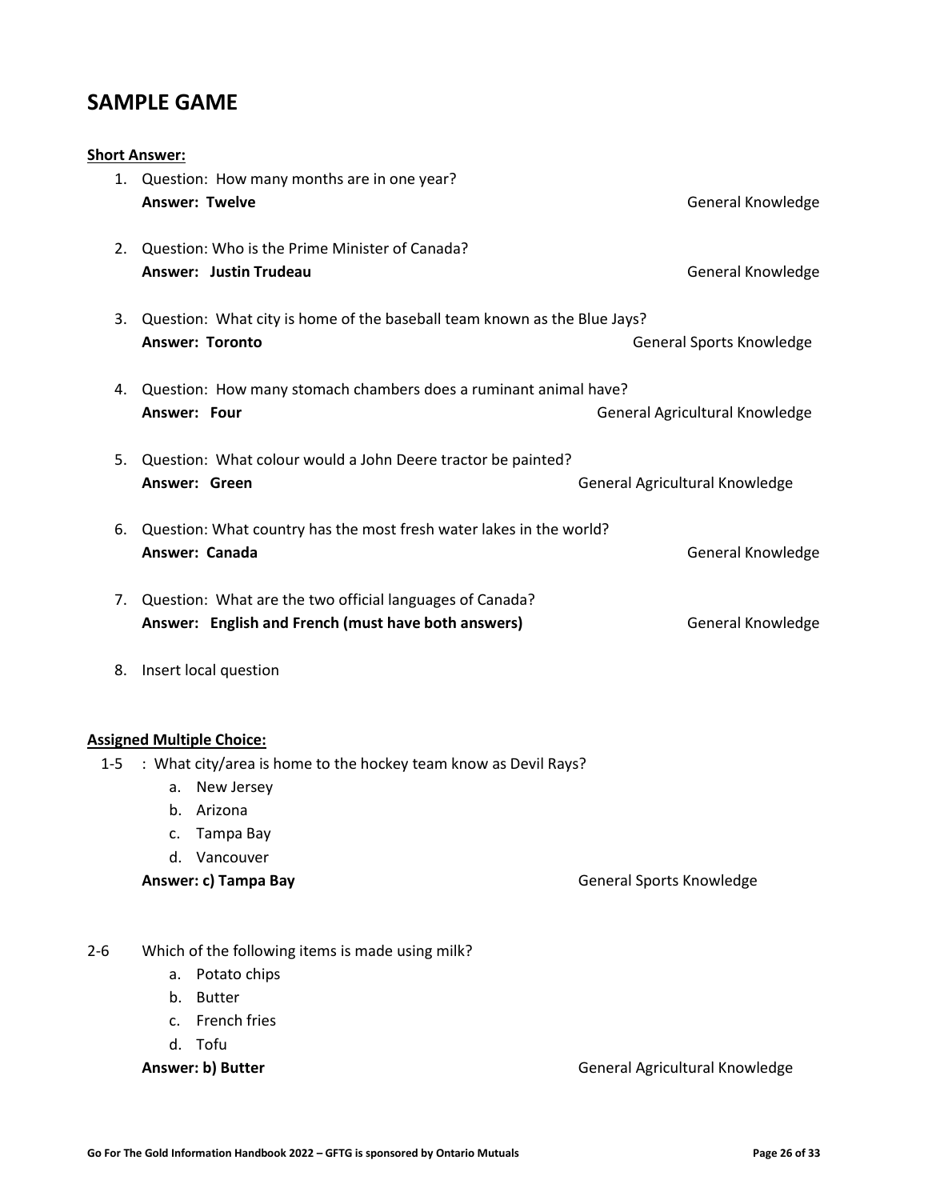## SAMPLE GAME

**Short Answer:**

1. Question: How many months are in one year?
   **Answer: Twelve** General Knowledge

2. Question: Who is the Prime Minister of Canada?
   **Answer: Justin Trudeau** General Knowledge

3. Question: What city is home of the baseball team known as the Blue Jays?
   **Answer: Toronto** General Sports Knowledge

4. Question: How many stomach chambers does a ruminant animal have?
   **Answer: Four** General Agricultural Knowledge

5. Question: What colour would a John Deere tractor be painted?
   **Answer: Green** General Agricultural Knowledge

6. Question: What country has the most fresh water lakes in the world?
   **Answer: Canada** General Knowledge

7. Question: What are the two official languages of Canada?
   **Answer: English and French (must have both answers)** General Knowledge

8. Insert local question

**Assigned Multiple Choice:**

1-5 : What city/area is home to the hockey team know as Devil Rays?

a. New Jersey
b. Arizona
c. Tampa Bay
d. Vancouver

**Answer: c) Tampa Bay** General Sports Knowledge

2-6 Which of the following items is made using milk?

a. Potato chips
b. Butter
c. French fries
d. Tofu

**Answer: b) Butter** General Agricultural Knowledge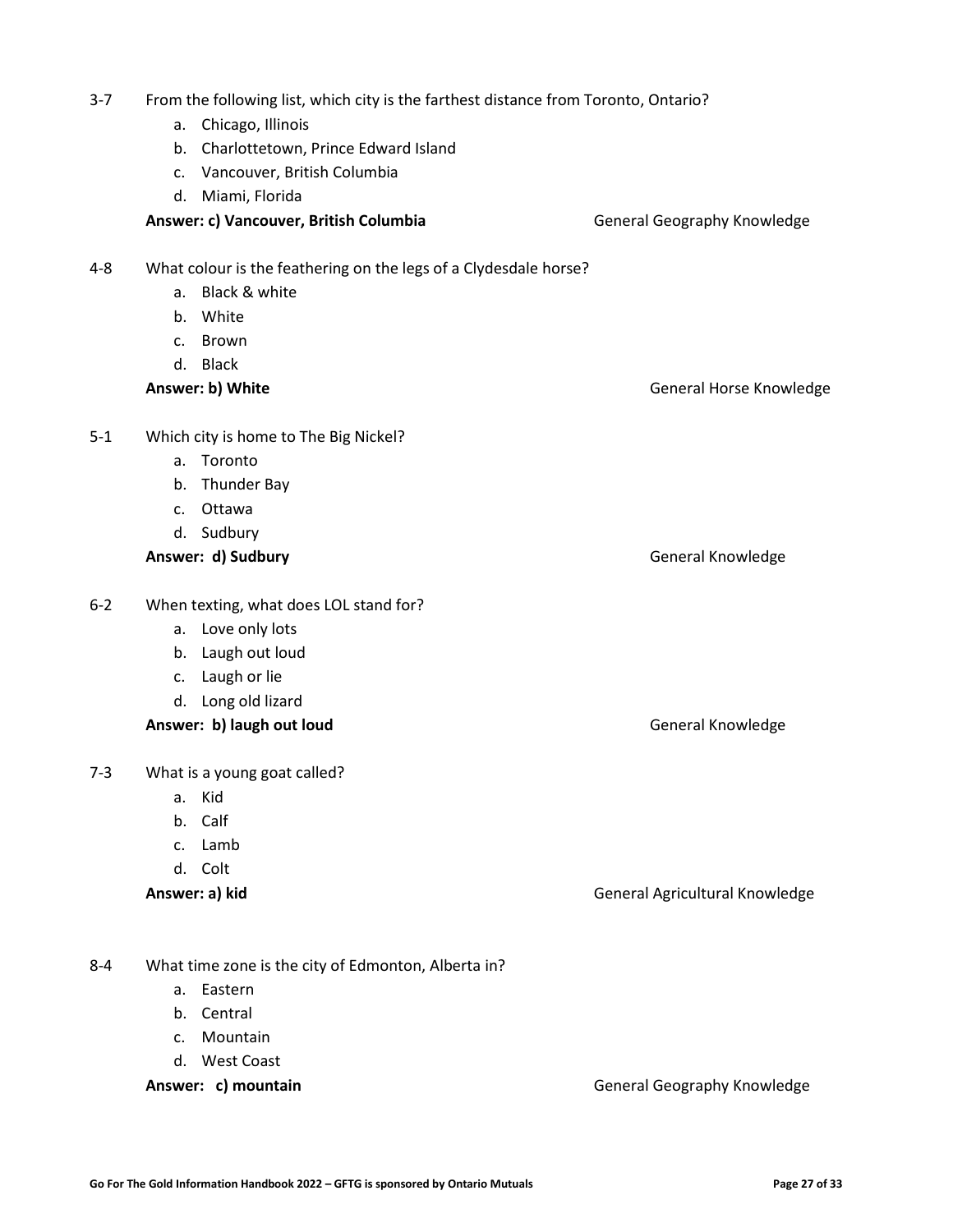3-7 From the following list, which city is the farthest distance from Toronto, Ontario?

a. Chicago, Illinois
b. Charlottetown, Prince Edward Island
c. Vancouver, British Columbia
d. Miami, Florida

**Answer: c) Vancouver, British Columbia** General Geography Knowledge

4-8 What colour is the feathering on the legs of a Clydesdale horse?

a. Black & white
b. White
c. Brown
d. Black

**Answer: b) White** General Horse Knowledge

5-1 Which city is home to The Big Nickel?

a. Toronto
b. Thunder Bay
c. Ottawa
d. Sudbury

**Answer: d) Sudbury** General Knowledge

6-2 When texting, what does LOL stand for?

a. Love only lots
b. Laugh out loud
c. Laugh or lie
d. Long old lizard

**Answer: b) laugh out loud** General Knowledge

7-3 What is a young goat called?

a. Kid
b. Calf
c. Lamb
d. Colt

**Answer: a) kid** General Agricultural Knowledge

8-4 What time zone is the city of Edmonton, Alberta in?

a. Eastern
b. Central
c. Mountain
d. West Coast

**Answer: c) mountain** General Geography Knowledge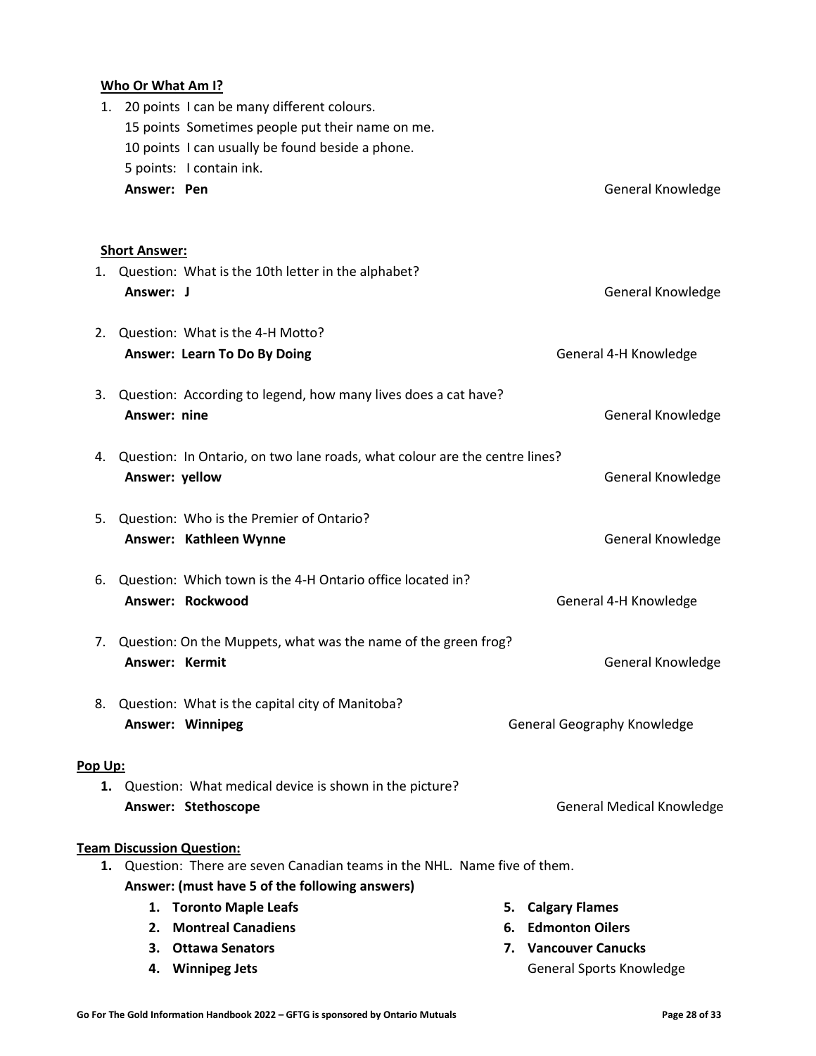**Who Or What Am I?**

1. 20 points I can be many different colours.
   15 points Sometimes people put their name on me.
   10 points I can usually be found beside a phone.
   5 points: I contain ink.
   **Answer: Pen** General Knowledge

**Short Answer:**

1. Question: What is the 10th letter in the alphabet?
   **Answer: J** General Knowledge

2. Question: What is the 4-H Motto?
   **Answer: Learn To Do By Doing** General 4-H Knowledge

3. Question: According to legend, how many lives does a cat have?
   **Answer: nine** General Knowledge

4. Question: In Ontario, on two lane roads, what colour are the centre lines?
   **Answer: yellow** General Knowledge

5. Question: Who is the Premier of Ontario?
   **Answer: Kathleen Wynne** General Knowledge

6. Question: Which town is the 4-H Ontario office located in?
   **Answer: Rockwood** General 4-H Knowledge

7. Question: On the Muppets, what was the name of the green frog?
   **Answer: Kermit** General Knowledge

8. Question: What is the capital city of Manitoba?
   **Answer: Winnipeg** General Geography Knowledge

**Pop Up:**

1. Question: What medical device is shown in the picture?
   **Answer: Stethoscope** General Medical Knowledge

**Team Discussion Question:**

1. Question: There are seven Canadian teams in the NHL. Name five of them.
   **Answer: (must have 5 of the following answers)**
   1. **Toronto Maple Leafs**
   2. **Montreal Canadiens**
   3. **Ottawa Senators**
   4. **Winnipeg Jets**
   5. **Calgary Flames**
   6. **Edmonton Oilers**
   7. **Vancouver Canucks**

   General Sports Knowledge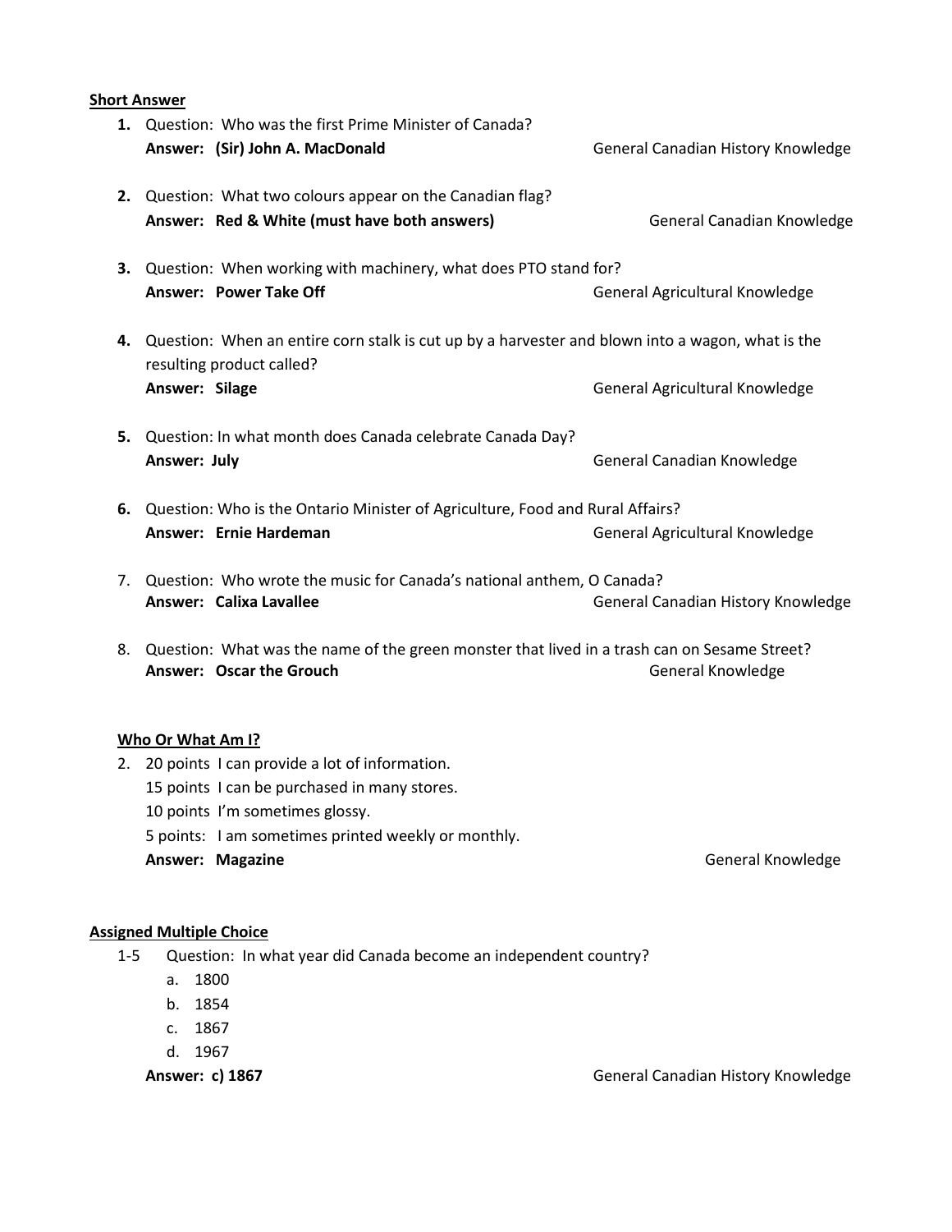**Short Answer**

1. Question: Who was the first Prime Minister of Canada?
   **Answer: (Sir) John A. MacDonald** General Canadian History Knowledge

2. Question: What two colours appear on the Canadian flag?
   **Answer: Red & White (must have both answers)** General Canadian Knowledge

3. Question: When working with machinery, what does PTO stand for?
   **Answer: Power Take Off** General Agricultural Knowledge

4. Question: When an entire corn stalk is cut up by a harvester and blown into a wagon, what is the resulting product called?
   **Answer: Silage** General Agricultural Knowledge

5. Question: In what month does Canada celebrate Canada Day?
   **Answer: July** General Canadian Knowledge

6. Question: Who is the Ontario Minister of Agriculture, Food and Rural Affairs?
   **Answer: Ernie Hardeman** General Agricultural Knowledge

7. Question: Who wrote the music for Canada's national anthem, O Canada?
   **Answer: Calixa Lavallee** General Canadian History Knowledge

8. Question: What was the name of the green monster that lived in a trash can on Sesame Street?
   **Answer: Oscar the Grouch** General Knowledge

**Who Or What Am I?**

2. 20 points I can provide a lot of information.
   15 points I can be purchased in many stores.
   10 points I'm sometimes glossy.
   5 points: I am sometimes printed weekly or monthly.
   **Answer: Magazine** General Knowledge

**Assigned Multiple Choice**

1-5 Question: In what year did Canada become an independent country?

   a. 1800
   b. 1854
   c. 1867
   d. 1967

   **Answer: c) 1867** General Canadian History Knowledge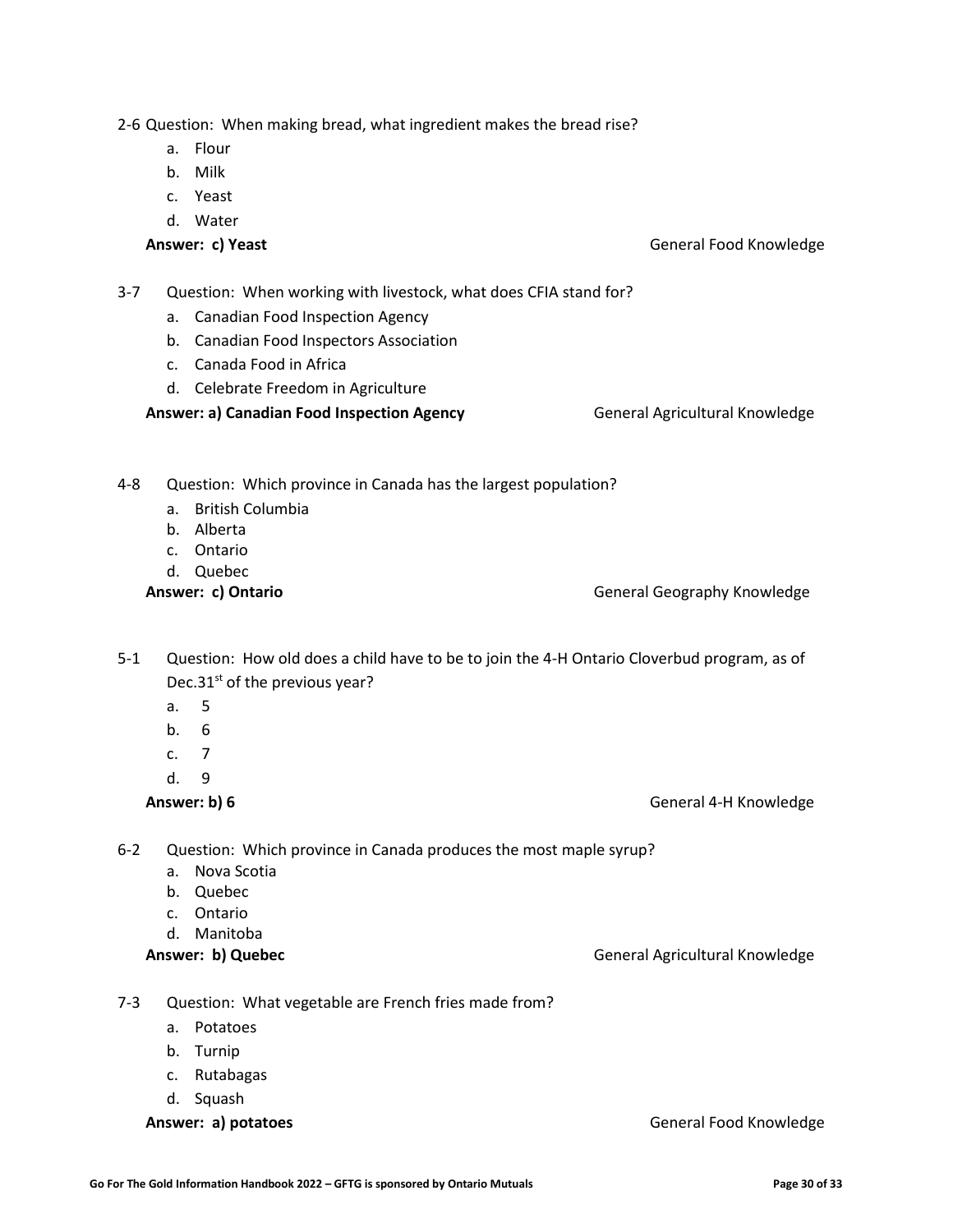2-6 Question: When making bread, what ingredient makes the bread rise?

a. Flour
b. Milk
c. Yeast
d. Water

**Answer: c) Yeast** General Food Knowledge

3-7 Question: When working with livestock, what does CFIA stand for?

a. Canadian Food Inspection Agency
b. Canadian Food Inspectors Association
c. Canada Food in Africa
d. Celebrate Freedom in Agriculture

**Answer: a) Canadian Food Inspection Agency** General Agricultural Knowledge

4-8 Question: Which province in Canada has the largest population?

a. British Columbia
b. Alberta
c. Ontario
d. Quebec

**Answer: c) Ontario** General Geography Knowledge

5-1 Question: How old does a child have to be to join the 4-H Ontario Cloverbud program, as of Dec.31st of the previous year?

a. 5
b. 6
c. 7
d. 9

**Answer: b) 6** General 4-H Knowledge

6-2 Question: Which province in Canada produces the most maple syrup?

a. Nova Scotia
b. Quebec
c. Ontario
d. Manitoba

**Answer: b) Quebec** General Agricultural Knowledge

7-3 Question: What vegetable are French fries made from?

a. Potatoes
b. Turnip
c. Rutabagas
d. Squash

**Answer: a) potatoes** General Food Knowledge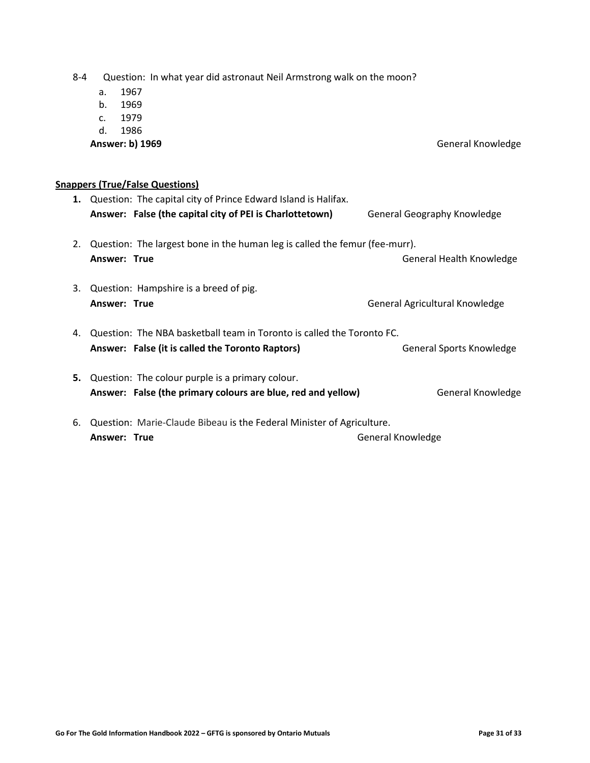8-4 Question: In what year did astronaut Neil Armstrong walk on the moon?

a. 1967
b. 1969
c. 1979
d. 1986

**Answer: b) 1969** General Knowledge

**Snappers (True/False Questions)**

1. Question: The capital city of Prince Edward Island is Halifax.
   **Answer: False (the capital city of PEI is Charlottetown)** General Geography Knowledge

2. Question: The largest bone in the human leg is called the femur (fee-murr).
   **Answer: True** General Health Knowledge

3. Question: Hampshire is a breed of pig.
   **Answer: True** General Agricultural Knowledge

4. Question: The NBA basketball team in Toronto is called the Toronto FC.
   **Answer: False (it is called the Toronto Raptors)** General Sports Knowledge

5. Question: The colour purple is a primary colour.
   **Answer: False (the primary colours are blue, red and yellow)** General Knowledge

6. Question: Marie-Claude Bibeau is the Federal Minister of Agriculture.
   **Answer: True** General Knowledge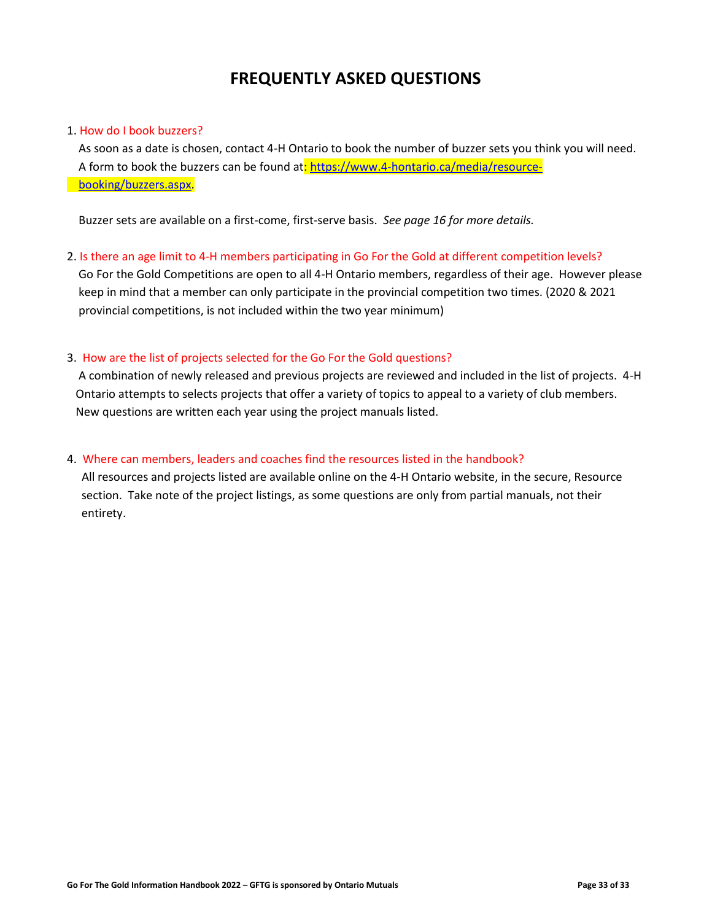# FREQUENTLY ASKED QUESTIONS

1. How do I book buzzers?

   As soon as a date is chosen, contact 4-H Ontario to book the number of buzzer sets you think you will need. A form to book the buzzers can be found at: [https://www.4-hontario.ca/media/resource-booking/buzzers.aspx](https://www.4-hontario.ca/media/resource-booking/buzzers.aspx).

   Buzzer sets are available on a first-come, first-serve basis. *See page 16 for more details.*

2. Is there an age limit to 4-H members participating in Go For the Gold at different competition levels?

   Go For the Gold Competitions are open to all 4-H Ontario members, regardless of their age. However please keep in mind that a member can only participate in the provincial competition two times. (2020 & 2021 provincial competitions, is not included within the two year minimum)

3. How are the list of projects selected for the Go For the Gold questions?

   A combination of newly released and previous projects are reviewed and included in the list of projects. 4-H Ontario attempts to selects projects that offer a variety of topics to appeal to a variety of club members. New questions are written each year using the project manuals listed.

4. Where can members, leaders and coaches find the resources listed in the handbook?

   All resources and projects listed are available online on the 4-H Ontario website, in the secure, Resource section. Take note of the project listings, as some questions are only from partial manuals, not their entirety.